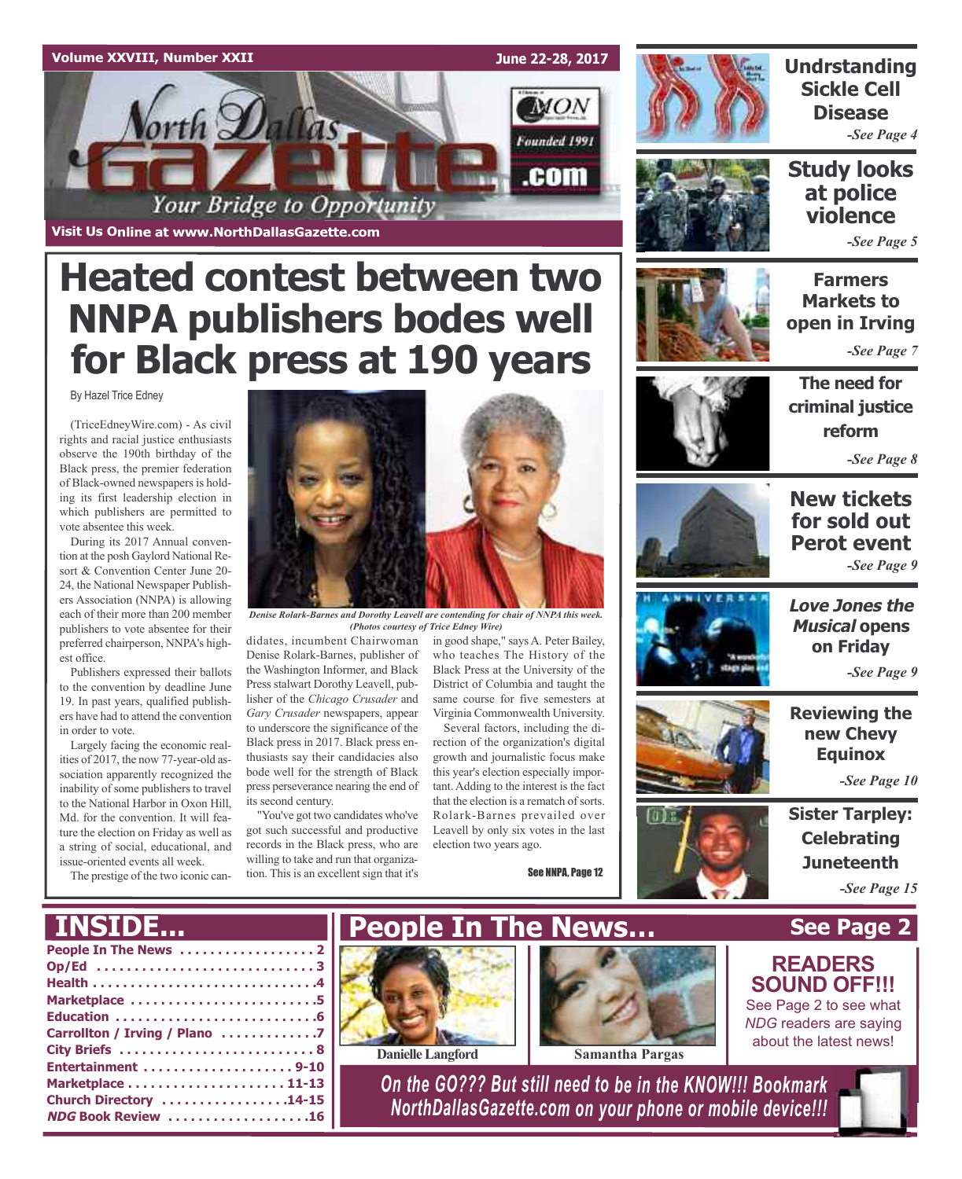Volume XXVIII, Number XXII

June 22-28, 2017

North Dallas Gazette .com

Your Bridge to Opportunity

Founded 1991

Visit Us Online at www.NorthDallasGazette.com

# Heated contest between two NNPA publishers bodes well for Black press at 190 years

By Hazel Trice Edney

(TriceEdneyWire.com) - As civil rights and racial justice enthusiasts observe the 190th birthday of the Black press, the premier federation of Black-owned newspapers is holding its first leadership election in which publishers are permitted to vote absentee this week.

During its 2017 Annual convention at the posh Gaylord National Resort & Convention Center June 20-24, the National Newspaper Publishers Association (NNPA) is allowing each of their more than 200 member publishers to vote absentee for their preferred chairperson, NNPA's highest office.

Publishers expressed their ballots to the convention by deadline June 19. In past years, qualified publishers have had to attend the convention in order to vote.

Largely facing the economic realities of 2017, the now 77-year-old association apparently recognized the inability of some publishers to travel to the National Harbor in Oxon Hill, Md. for the convention. It will feature the election on Friday as well as a string of social, educational, and issue-oriented events all week.

The prestige of the two iconic candidates, incumbent Chairwoman Denise Rolark-Barnes, publisher of the Washington Informer, and Black Press stalwart Dorothy Leavell, publisher of the *Chicago Crusader* and *Gary Crusader* newspapers, appear to underscore the significance of the Black press in 2017. Black press enthusiasts say their candidacies also bode well for the strength of Black press perseverance nearing the end of its second century.

"You've got two candidates who've got such successful and productive records in the Black press, who are willing to take and run that organization. This is an excellent sign that it's in good shape," says A. Peter Bailey, who teaches The History of the Black Press at the University of the District of Columbia and taught the same course for five semesters at Virginia Commonwealth University.

Several factors, including the direction of the organization's digital growth and journalistic focus make this year's election especially important. Adding to the interest is the fact that the election is a rematch of sorts. Rolark-Barnes prevailed over Leavell by only six votes in the last election two years ago.

*Denise Rolark-Barnes and Dorothy Leavell are contending for chair of NNPA this week. (Photos courtesy of Trice Edney Wire)*

See NNPA, Page 12

## Undrstanding Sickle Cell Disease
*-See Page 4*

## Study looks at police violence
*-See Page 5*

## Farmers Markets to open in Irving
*-See Page 7*

## The need for criminal justice reform
*-See Page 8*

## New tickets for sold out Perot event
*-See Page 9*

## *Love Jones the Musical* opens on Friday
*-See Page 9*

## Reviewing the new Chevy Equinox
*-See Page 10*

## Sister Tarpley: Celebrating Juneteenth
*-See Page 15*

## INSIDE...

- People In The News . . . . . . . . . . 2
- Op/Ed . . . . . . . . . . 3
- Health . . . . . . . . . . 4
- Marketplace . . . . . . . . . . 5
- Education . . . . . . . . . . 6
- Carrollton / Irving / Plano . . . . . . . . . . 7
- City Briefs . . . . . . . . . . 8
- Entertainment . . . . . . . . . . 9-10
- Marketplace . . . . . . . . . . 11-13
- Church Directory . . . . . . . . . . 14-15
- *NDG* Book Review . . . . . . . . . . 16

## People In The News... See Page 2

Danielle Langford

Samantha Pargas

## READERS SOUND OFF!!!

See Page 2 to see what *NDG* readers are saying about the latest news!

*On the GO??? But still need to be in the KNOW!!! Bookmark NorthDallasGazette.com on your phone or mobile device!!!*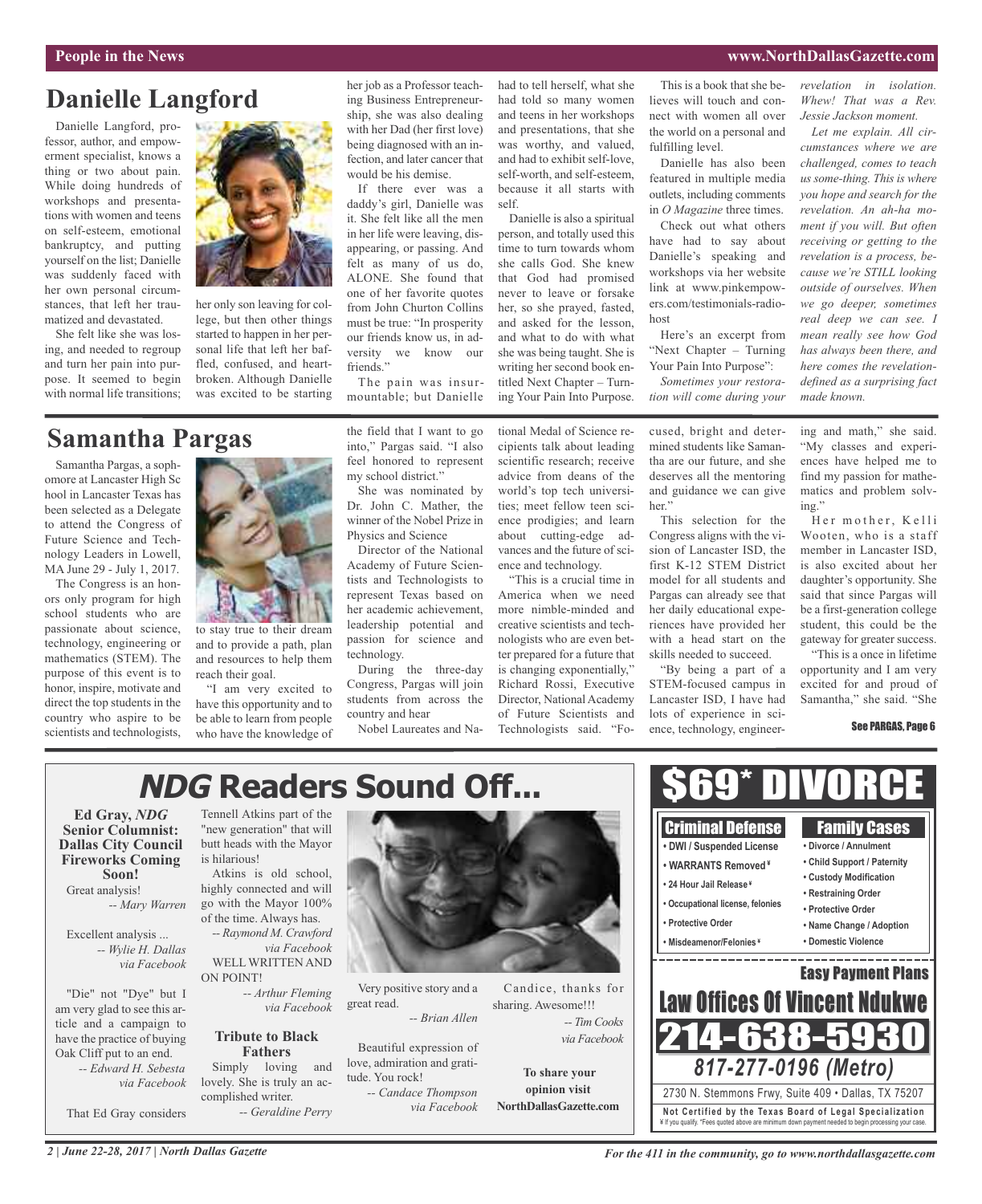## Danielle Langford

Danielle Langford, professor, author, and empowerment specialist, knows a thing or two about pain. While doing hundreds of workshops and presentations with women and teens on self-esteem, emotional bankruptcy, and putting yourself on the list; Danielle was suddenly faced with her own personal circumstances, that left her traumatized and devastated.

She felt like she was losing, and needed to regroup and turn her pain into purpose. It seemed to begin with normal life transitions; her only son leaving for college, but then other things started to happen in her personal life that left her baffled, confused, and heartbroken. Although Danielle was excited to be starting her job as a Professor teaching Business Entrepreneurship, she was also dealing with her Dad (her first love) being diagnosed with an infection, and later cancer that would be his demise.

If there ever was a daddy's girl, Danielle was it. She felt like all the men in her life were leaving, disappearing, or passing. And felt as many of us do, ALONE. She found that one of her favorite quotes from John Churton Collins must be true: "In prosperity our friends know us, in adversity we know our friends."

The pain was insurmountable; but Danielle had to tell herself, what she had told so many women and teens in her workshops and presentations, that she was worthy, and valued, and had to exhibit self-love, self-worth, and self-esteem, because it all starts with self.

Danielle is also a spiritual person, and totally used this time to turn towards whom she calls God. She knew that God had promised never to leave or forsake her, so she prayed, fasted, and asked for the lesson, and what to do with what she was being taught. She is writing her second book entitled Next Chapter – Turning Your Pain Into Purpose.

This is a book that she believes will touch and connect with women all over the world on a personal and fulfilling level.

Danielle has also been featured in multiple media outlets, including comments in *O Magazine* three times.

Check out what others have had to say about Danielle's speaking and workshops via her website link at www.pinkempowers.com/testimonials-radiohost

Here's an excerpt from "Next Chapter – Turning Your Pain Into Purpose":

*Sometimes your restoration will come during your revelation in isolation. Whew! That was a Rev. Jessie Jackson moment.*

*Let me explain. All circumstances where we are challenged, comes to teach us some-thing. This is where you hope and search for the revelation. An ah-ha moment if you will. But often receiving or getting to the revelation is a process, because we're STILL looking outside of ourselves. When we go deeper, sometimes real deep we can see. I mean really see how God has always been there, and here comes the revelation-defined as a surprising fact made known.*

## Samantha Pargas

Samantha Pargas, a sophomore at Lancaster High Sc hool in Lancaster Texas has been selected as a Delegate to attend the Congress of Future Science and Technology Leaders in Lowell, MA June 29 - July 1, 2017.

The Congress is an honors only program for high school students who are passionate about science, technology, engineering or mathematics (STEM). The purpose of this event is to honor, inspire, motivate and direct the top students in the country who aspire to be scientists and technologists, to stay true to their dream and to provide a path, plan and resources to help them reach their goal.

"I am very excited to have this opportunity and to be able to learn from people who have the knowledge of the field that I want to go into," Pargas said. "I also feel honored to represent my school district."

She was nominated by Dr. John C. Mather, the winner of the Nobel Prize in Physics and Science

Director of the National Academy of Future Scientists and Technologists to represent Texas based on her academic achievement, leadership potential and passion for science and technology.

During the three-day Congress, Pargas will join students from across the country and hear

Nobel Laureates and National Medal of Science recipients talk about leading scientific research; receive advice from deans of the world's top tech universities; meet fellow teen science prodigies; and learn about cutting-edge advances and the future of science and technology.

"This is a crucial time in America when we need more nimble-minded and creative scientists and technologists who are even better prepared for a future that is changing exponentially," Richard Rossi, Executive Director, National Academy of Future Scientists and Technologists said. "Focused, bright and determined students like Samantha are our future, and she deserves all the mentoring and guidance we can give her."

This selection for the Congress aligns with the vision of Lancaster ISD, the first K-12 STEM District model for all students and Pargas can already see that her daily educational experiences have provided her with a head start on the skills needed to succeed.

"By being a part of a STEM-focused campus in Lancaster ISD, I have had lots of experience in science, technology, engineering and math," she said. "My classes and experiences have helped me to find my passion for mathematics and problem solving."

Her mother, Kelli Wooten, who is a staff member in Lancaster ISD, is also excited about her daughter's opportunity. She said that since Pargas will be a first-generation college student, this could be the gateway for greater success.

"This is a once in lifetime opportunity and I am very excited for and proud of Samantha," she said. "She

See PARGAS, Page 6

## *NDG* Readers Sound Off...

**Ed Gray, *NDG* Senior Columnist: Dallas City Council Fireworks Coming Soon!**

Great analysis!
*-- Mary Warren*

Excellent analysis ...
*-- Wylie H. Dallas via Facebook*

"Die" not "Dye" but I am very glad to see this article and a campaign to have the practice of buying Oak Cliff put to an end.
*-- Edward H. Sebesta via Facebook*

That Ed Gray considers Tennell Atkins part of the "new generation" that will butt heads with the Mayor is hilarious!

Atkins is old school, highly connected and will go with the Mayor 100% of the time. Always has.
*-- Raymond M. Crawford via Facebook*

WELL WRITTEN AND ON POINT!
*-- Arthur Fleming via Facebook*

**Tribute to Black Fathers**

Simply loving and lovely. She is truly an accomplished writer.
*-- Geraldine Perry*

Very positive story and a great read.
*-- Brian Allen*

Beautiful expression of love, admiration and gratitude. You rock!
*-- Candace Thompson via Facebook*

Candice, thanks for sharing. Awesome!!!
*-- Tim Cooks via Facebook*

**To share your opinion visit NorthDallasGazette.com**

## $69* DIVORCE

**Criminal Defense**
- DWI / Suspended License
- WARRANTS Removed¥
- 24 Hour Jail Release¥
- Occupational license, felonies
- Protective Order
- Misdeamenor/Felonies¥

**Family Cases**
- Divorce / Annulment
- Child Support / Paternity
- Custody Modification
- Restraining Order
- Protective Order
- Name Change / Adoption
- Domestic Violence

**Easy Payment Plans**

**Law Offices Of Vincent Ndukwe**

**214-638-5930**

*817-277-0196 (Metro)*

2730 N. Stemmons Frwy, Suite 409 • Dallas, TX 75207

**Not Certified by the Texas Board of Legal Specialization**
¥ If you qualify. *Fees quoted above are minimum down payment needed to begin processing your case.

For the 411 in the community, go to www.northdallasgazette.com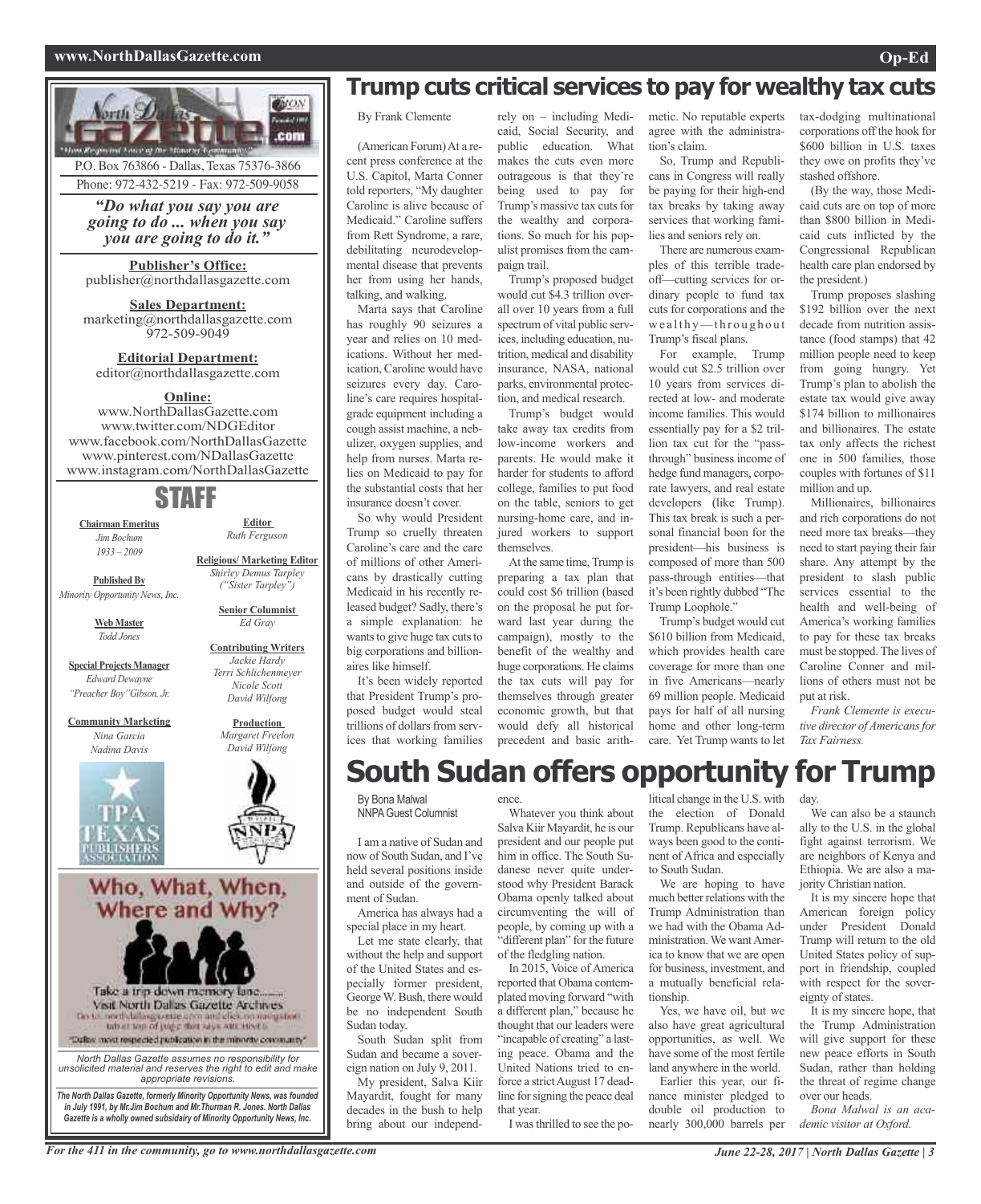P.O. Box 763866 - Dallas, Texas 75376-3866
Phone: 972-432-5219 - Fax: 972-509-9058

***"Do what you say you are going to do ... when you say you are going to do it."***

**Publisher's Office:**
publisher@northdallasgazette.com

**Sales Department:**
marketing@northdallasgazette.com
972-509-9049

**Editorial Department:**
editor@northdallasgazette.com

**Online:**
www.NorthDallasGazette.com
www.twitter.com/NDGEditor
www.facebook.com/NorthDallasGazette
www.pinterest.com/NDallasGazette
www.instagram.com/NorthDallasGazette

## STAFF

**Chairman Emeritus**
*Jim Bochum*
*1933 – 2009*

**Published By**
*Minority Opportunity News, Inc.*

**Web Master**
*Todd Jones*

**Special Projects Manager**
*Edward Dewayne "Preacher Boy" Gibson, Jr.*

**Community Marketing**
*Nina Garcia*
*Nadina Davis*

**Editor**
*Ruth Ferguson*

**Religious/ Marketing Editor**
*Shirley Demus Tarpley ("Sister Tarpley")*

**Senior Columnist**
*Ed Gray*

**Contributing Writers**
*Jackie Hardy*
*Terri Schlichenmeyer*
*Nicole Scott*
*David Wilfong*

**Production**
*Margaret Freelon*
*David Wilfong*

**Who, What, When, Where and Why?**

Take a trip down memory lane....... Visit North Dallas Gazette Archives

"Dallas' most respected publication in the minority community"

*North Dallas Gazette assumes no responsibility for unsolicited material and reserves the right to edit and make appropriate revisions.*

***The North Dallas Gazette, formerly Minority Opportunity News, was founded in July 1991, by Mr.Jim Bochum and Mr.Thurman R. Jones. North Dallas Gazette is a wholly owned subsidairy of Minority Opportunity News, Inc.***

# Trump cuts critical services to pay for wealthy tax cuts

By Frank Clemente

(American Forum) At a recent press conference at the U.S. Capitol, Marta Conner told reporters, "My daughter Caroline is alive because of Medicaid." Caroline suffers from Rett Syndrome, a rare, debilitating neurodevelopmental disease that prevents her from using her hands, talking, and walking.

Marta says that Caroline has roughly 90 seizures a year and relies on 10 medications. Without her medication, Caroline would have seizures every day. Caroline's care requires hospital-grade equipment including a cough assist machine, a nebulizer, oxygen supplies, and help from nurses. Marta relies on Medicaid to pay for the substantial costs that her insurance doesn't cover.

So why would President Trump so cruelly threaten Caroline's care and the care of millions of other Americans by drastically cutting Medicaid in his recently released budget? Sadly, there's a simple explanation: he wants to give huge tax cuts to big corporations and billionaires like himself.

It's been widely reported that President Trump's proposed budget would steal trillions of dollars from services that working families rely on – including Medicaid, Social Security, and public education. What makes the cuts even more outrageous is that they're being used to pay for Trump's massive tax cuts for the wealthy and corporations. So much for his populist promises from the campaign trail.

Trump's proposed budget would cut $4.3 trillion overall over 10 years from a full spectrum of vital public services, including education, nutrition, medical and disability insurance, NASA, national parks, environmental protection, and medical research.

Trump's budget would take away tax credits from low-income workers and parents. He would make it harder for students to afford college, families to put food on the table, seniors to get nursing-home care, and injured workers to support themselves.

At the same time, Trump is preparing a tax plan that could cost $6 trillion (based on the proposal he put forward last year during the campaign), mostly to the benefit of the wealthy and huge corporations. He claims the tax cuts will pay for themselves through greater economic growth, but that would defy all historical precedent and basic arithmetic. No reputable experts agree with the administration's claim.

So, Trump and Republicans in Congress will really be paying for their high-end tax breaks by taking away services that working families and seniors rely on.

There are numerous examples of this terrible tradeoff—cutting services for ordinary people to fund tax cuts for corporations and the wealthy—throughout Trump's fiscal plans.

For example, Trump would cut $2.5 trillion over 10 years from services directed at low- and moderate income families. This would essentially pay for a $2 trillion tax cut for the "pass-through" business income of hedge fund managers, corporate lawyers, and real estate developers (like Trump). This tax break is such a personal financial boon for the president—his business is composed of more than 500 pass-through entities—that it's been rightly dubbed "The Trump Loophole."

Trump's budget would cut $610 billion from Medicaid, which provides health care coverage for more than one in five Americans—nearly 69 million people. Medicaid pays for half of all nursing home and other long-term care. Yet Trump wants to let tax-dodging multinational corporations off the hook for $600 billion in U.S. taxes they owe on profits they've stashed offshore.

(By the way, those Medicaid cuts are on top of more than $800 billion in Medicaid cuts inflicted by the Congressional Republican health care plan endorsed by the president.)

Trump proposes slashing $192 billion over the next decade from nutrition assistance (food stamps) that 42 million people need to keep from going hungry. Yet Trump's plan to abolish the estate tax would give away $174 billion to millionaires and billionaires. The estate tax only affects the richest one in 500 families, those couples with fortunes of $11 million and up.

Millionaires, billionaires and rich corporations do not need more tax breaks—they need to start paying their fair share. Any attempt by the president to slash public services essential to the health and well-being of America's working families to pay for these tax breaks must be stopped. The lives of Caroline Conner and millions of others must not be put at risk.

*Frank Clemente is executive director of Americans for Tax Fairness.*

# South Sudan offers opportunity for Trump

By Bona Malwal
NNPA Guest Columnist

I am a native of Sudan and now of South Sudan, and I've held several positions inside and outside of the government of Sudan.

America has always had a special place in my heart.

Let me state clearly, that without the help and support of the United States and especially former president, George W. Bush, there would be no independent South Sudan today.

South Sudan split from Sudan and became a sovereign nation on July 9, 2011.

My president, Salva Kiir Mayardit, fought for many decades in the bush to help bring about our independence.

Whatever you think about Salva Kiir Mayardit, he is our president and our people put him in office. The South Sudanese never quite understood why President Barack Obama openly talked about circumventing the will of people, by coming up with a "different plan" for the future of the fledgling nation.

In 2015, Voice of America reported that Obama contemplated moving forward "with a different plan," because he thought that our leaders were "incapable of creating" a lasting peace. Obama and the United Nations tried to enforce a strict August 17 deadline for signing the peace deal that year.

I was thrilled to see the political change in the U.S. with the election of Donald Trump. Republicans have always been good to the continent of Africa and especially to South Sudan.

We are hoping to have much better relations with the Trump Administration than we had with the Obama Administration. We want America to know that we are open for business, investment, and a mutually beneficial relationship.

Yes, we have oil, but we also have great agricultural opportunities, as well. We have some of the most fertile land anywhere in the world.

Earlier this year, our finance minister pledged to double oil production to nearly 300,000 barrels per day.

We can also be a staunch ally to the U.S. in the global fight against terrorism. We are neighbors of Kenya and Ethiopia. We are also a majority Christian nation.

It is my sincere hope that American foreign policy under President Donald Trump will return to the old United States policy of support in friendship, coupled with respect for the sovereignty of states.

It is my sincere hope, that the Trump Administration will give support for these new peace efforts in South Sudan, rather than holding the threat of regime change over our heads.

*Bona Malwal is an academic visitor at Oxford.*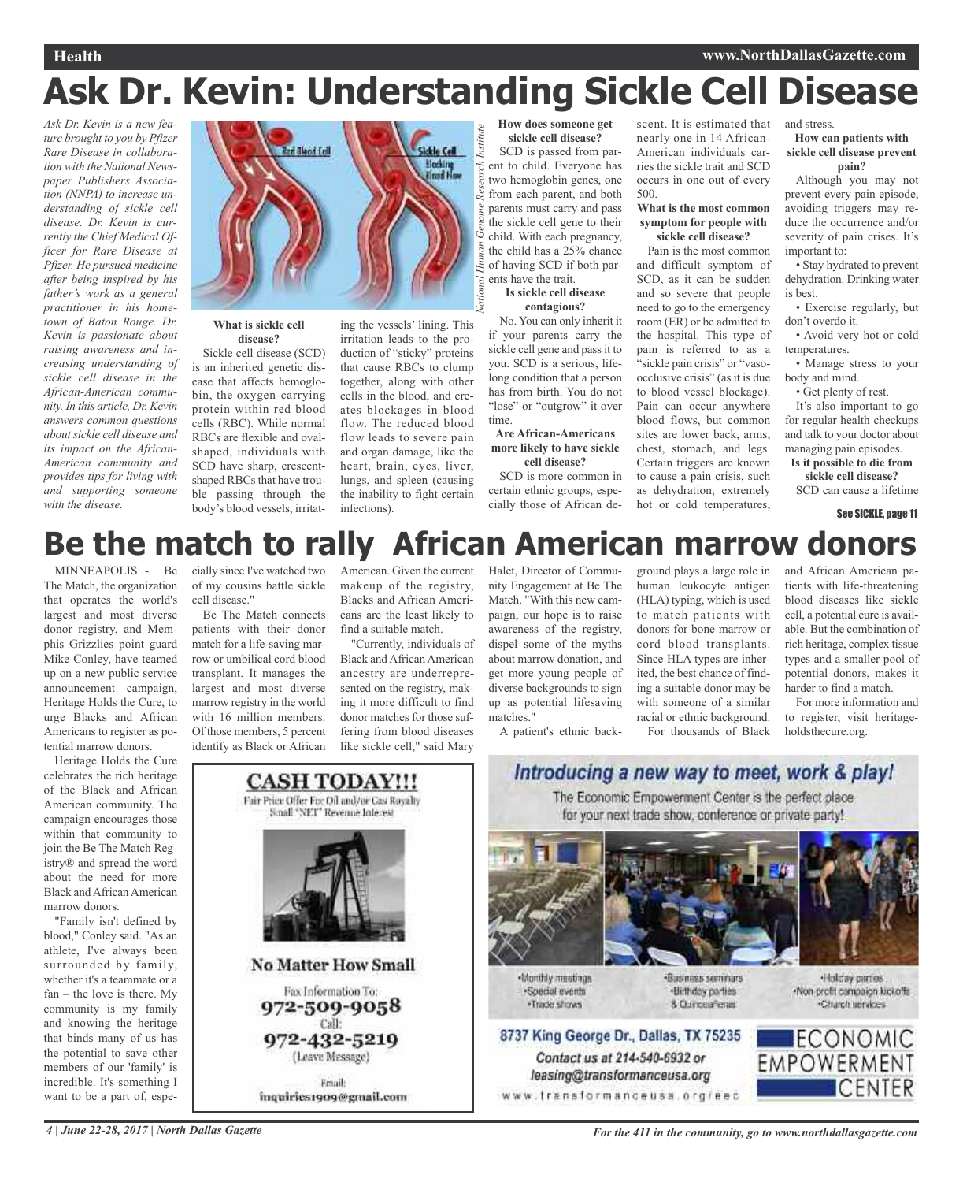# Ask Dr. Kevin: Understanding Sickle Cell Disease

*Ask Dr. Kevin is a new feature brought to you by Pfizer Rare Disease in collaboration with the National Newspaper Publishers Association (NNPA) to increase understanding of sickle cell disease. Dr. Kevin is currently the Chief Medical Officer for Rare Disease at Pfizer. He pursued medicine after being inspired by his father's work as a general practitioner in his hometown of Baton Rouge. Dr. Kevin is passionate about raising awareness and increasing understanding of sickle cell disease in the African-American community. In this article, Dr. Kevin answers common questions about sickle cell disease and its impact on the African-American community and provides tips for living with and supporting someone with the disease.*

Red Blood Cell — Sickle Cell Blocking Blood Flow

National Human Genome Research Institute

**What is sickle cell disease?**

Sickle cell disease (SCD) is an inherited genetic disease that affects hemoglobin, the oxygen-carrying protein within red blood cells (RBC). While normal RBCs are flexible and oval-shaped, individuals with SCD have sharp, crescent-shaped RBCs that have trouble passing through the body's blood vessels, irritating the vessels' lining. This irritation leads to the production of "sticky" proteins that cause RBCs to clump together, along with other cells in the blood, and creates blockages in blood flow. The reduced blood flow leads to severe pain and organ damage, like the heart, brain, eyes, liver, lungs, and spleen (causing the inability to fight certain infections).

**How does someone get sickle cell disease?**

SCD is passed from parent to child. Everyone has two hemoglobin genes, one from each parent, and both parents must carry and pass the sickle cell gene to their child. With each pregnancy, the child has a 25% chance of having SCD if both parents have the trait.

**Is sickle cell disease contagious?**

No. You can only inherit it if your parents carry the sickle cell gene and pass it to you. SCD is a serious, lifelong condition that a person has from birth. You do not "lose" or "outgrow" it over time.

**Are African-Americans more likely to have sickle cell disease?**

SCD is more common in certain ethnic groups, especially those of African descent. It is estimated that nearly one in 14 African-American individuals carries the sickle trait and SCD occurs in one out of every 500.

**What is the most common symptom for people with sickle cell disease?**

Pain is the most common and difficult symptom of SCD, as it can be sudden and so severe that people need to go to the emergency room (ER) or be admitted to the hospital. This type of pain is referred to as a "sickle pain crisis" or "vaso-occlusive crisis" (as it is due to blood vessel blockage). Pain can occur anywhere blood flows, but common sites are lower back, arms, chest, stomach, and legs. Certain triggers are known to cause a pain crisis, such as dehydration, extremely hot or cold temperatures, and stress.

**How can patients with sickle cell disease prevent pain?**

Although you may not prevent every pain episode, avoiding triggers may reduce the occurrence and/or severity of pain crises. It's important to:

- Stay hydrated to prevent dehydration. Drinking water is best.
- Exercise regularly, but don't overdo it.
- Avoid very hot or cold temperatures.
- Manage stress to your body and mind.
- Get plenty of rest.

It's also important to go for regular health checkups and talk to your doctor about managing pain episodes.

**Is it possible to die from sickle cell disease?**

SCD can cause a lifetime

See SICKLE, page 11

# Be the match to rally African American marrow donors

MINNEAPOLIS - Be The Match, the organization that operates the world's largest and most diverse donor registry, and Memphis Grizzlies point guard Mike Conley, have teamed up on a new public service announcement campaign, Heritage Holds the Cure, to urge Blacks and African Americans to register as potential marrow donors.

Heritage Holds the Cure celebrates the rich heritage of the Black and African American community. The campaign encourages those within that community to join the Be The Match Registry® and spread the word about the need for more Black and African American marrow donors.

"Family isn't defined by blood," Conley said. "As an athlete, I've always been surrounded by family, whether it's a teammate or a fan – the love is there. My community is my family and knowing the heritage that binds many of us has the potential to save other members of our 'family' is incredible. It's something I want to be a part of, especially since I've watched two of my cousins battle sickle cell disease."

Be The Match connects patients with their donor match for a life-saving marrow or umbilical cord blood transplant. It manages the largest and most diverse marrow registry in the world with 16 million members. Of those members, 5 percent identify as Black or African American. Given the current makeup of the registry, Blacks and African Americans are the least likely to find a suitable match.

"Currently, individuals of Black and African American ancestry are underrepresented on the registry, making it more difficult to find donor matches for those suffering from blood diseases like sickle cell," said Mary Halet, Director of Community Engagement at Be The Match. "With this new campaign, our hope is to raise awareness of the registry, dispel some of the myths about marrow donation, and get more young people of diverse backgrounds to sign up as potential lifesaving matches."

A patient's ethnic background plays a large role in human leukocyte antigen (HLA) typing, which is used to match patients with donors for bone marrow or cord blood transplants. Since HLA types are inherited, the best chance of finding a suitable donor may be with someone of a similar racial or ethnic background.

For thousands of Black and African American patients with life-threatening blood diseases like sickle cell, a potential cure is available. But the combination of rich heritage, complex tissue types and a smaller pool of potential donors, makes it harder to find a match.

For more information and to register, visit heritageholdsthecure.org.

**CASH TODAY!!!**

Fair Price Offer For Oil and/or Gas Royalty Small "NET" Revenue Interest

**No Matter How Small**

Fax Information To: 972-509-9058

Call: 972-432-5219 (Leave Message)

Email: inquiries1909@gmail.com

***Introducing a new way to meet, work & play!***

The Economic Empowerment Center is the perfect place for your next trade show, conference or private party!

- Monthly meetings
- Special events
- Trade shows
- Business seminars
- Birthday parties
- & Quinceañeras
- Holiday parties
- Non-profit campaign kickoffs
- Church services

8737 King George Dr., Dallas, TX 75235

*Contact us at 214-540-6932 or leasing@transformanceusa.org*

www.transformanceusa.org/eec

ECONOMIC EMPOWERMENT CENTER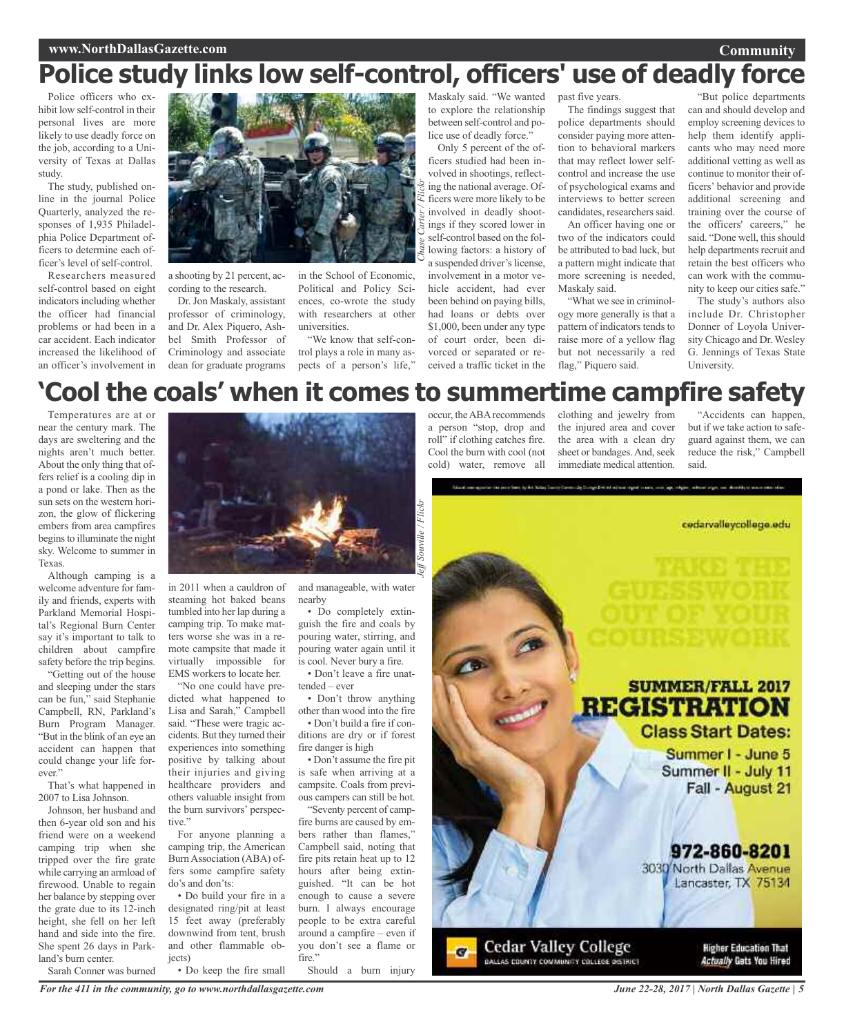# Police study links low self-control, officers' use of deadly force

Police officers who exhibit low self-control in their personal lives are more likely to use deadly force on the job, according to a University of Texas at Dallas study.

The study, published online in the journal Police Quarterly, analyzed the responses of 1,935 Philadelphia Police Department officers to determine each officer's level of self-control.

Researchers measured self-control based on eight indicators including whether the officer had financial problems or had been in a car accident. Each indicator increased the likelihood of an officer's involvement in a shooting by 21 percent, according to the research.

*Chase Carter / Flickr*

Dr. Jon Maskaly, assistant professor of criminology, and Dr. Alex Piquero, Ashbel Smith Professor of Criminology and associate dean for graduate programs in the School of Economic, Political and Policy Sciences, co-wrote the study with researchers at other universities.

"We know that self-control plays a role in many aspects of a person's life," Maskaly said. "We wanted to explore the relationship between self-control and police use of deadly force."

Only 5 percent of the officers studied had been involved in shootings, reflecting the national average. Officers were more likely to be involved in deadly shootings if they scored lower in self-control based on the following factors: a history of a suspended driver's license, involvement in a motor vehicle accident, had ever been behind on paying bills, had loans or debts over $1,000, been under any type of court order, been divorced or separated or received a traffic ticket in the past five years.

The findings suggest that police departments should consider paying more attention to behavioral markers that may reflect lower self-control and increase the use of psychological exams and interviews to better screen candidates, researchers said.

An officer having one or two of the indicators could be attributed to bad luck, but a pattern might indicate that more screening is needed, Maskaly said.

"What we see in criminology more generally is that a pattern of indicators tends to raise more of a yellow flag but not necessarily a red flag," Piquero said.

"But police departments can and should develop and employ screening devices to help them identify applicants who may need more additional vetting as well as continue to monitor their officers' behavior and provide additional screening and training over the course of the officers' careers," he said. "Done well, this should help departments recruit and retain the best officers who can work with the community to keep our cities safe."

The study's authors also include Dr. Christopher Donner of Loyola University Chicago and Dr. Wesley G. Jennings of Texas State University.

# 'Cool the coals' when it comes to summertime campfire safety

Temperatures are at or near the century mark. The days are sweltering and the nights aren't much better. About the only thing that offers relief is a cooling dip in a pond or lake. Then as the sun sets on the western horizon, the glow of flickering embers from area campfires begins to illuminate the night sky. Welcome to summer in Texas.

Although camping is a welcome adventure for family and friends, experts with Parkland Memorial Hospital's Regional Burn Center say it's important to talk to children about campfire safety before the trip begins.

"Getting out of the house and sleeping under the stars can be fun," said Stephanie Campbell, RN, Parkland's Burn Program Manager. "But in the blink of an eye an accident can happen that could change your life forever."

That's what happened in 2007 to Lisa Johnson.

Johnson, her husband and then 6-year old son and his friend were on a weekend camping trip when she tripped over the fire grate while carrying an armload of firewood. Unable to regain her balance by stepping over the grate due to its 12-inch height, she fell on her left hand and side into the fire. She spent 26 days in Parkland's burn center.

*Jeff Souville / Flickr*

Sarah Conner was burned in 2011 when a cauldron of steaming hot baked beans tumbled into her lap during a camping trip. To make matters worse she was in a remote campsite that made it virtually impossible for EMS workers to locate her.

"No one could have predicted what happened to Lisa and Sarah," Campbell said. "These were tragic accidents. But they turned their experiences into something positive by talking about their injuries and giving healthcare providers and others valuable insight from the burn survivors' perspective."

For anyone planning a camping trip, the American Burn Association (ABA) offers some campfire safety do's and don'ts:

- Do build your fire in a designated ring/pit at least 15 feet away (preferably downwind from tent, brush and other flammable objects)
- Do keep the fire small and manageable, with water nearby
- Do completely extinguish the fire and coals by pouring water, stirring, and pouring water again until it is cool. Never bury a fire.
- Don't leave a fire unattended – ever
- Don't throw anything other than wood into the fire
- Don't build a fire if conditions are dry or if forest fire danger is high
- Don't assume the fire pit is safe when arriving at a campsite. Coals from previous campers can still be hot.

"Seventy percent of campfire burns are caused by embers rather than flames," Campbell said, noting that fire pits retain heat up to 12 hours after being extinguished. "It can be hot enough to cause a severe burn. I always encourage people to be extra careful around a campfire – even if you don't see a flame or fire."

Should a burn injury occur, the ABA recommends a person "stop, drop and roll" if clothing catches fire. Cool the burn with cool (not cold) water, remove all clothing and jewelry from the injured area and cover the area with a clean dry sheet or bandages. And, seek immediate medical attention.

"Accidents can happen, but if we take action to safeguard against them, we can reduce the risk," Campbell said.

cedarvalleycollege.edu

TAKE THE GUESSWORK OUT OF YOUR COURSEWORK

**SUMMER/FALL 2017 REGISTRATION**

**Class Start Dates:**

Summer I - June 5
Summer II - July 11
Fall - August 21

**972-860-8201**
3030 North Dallas Avenue
Lancaster, TX 75134

Cedar Valley College
DALLAS COUNTY COMMUNITY COLLEGE DISTRICT

Higher Education That *Actually* Gets You Hired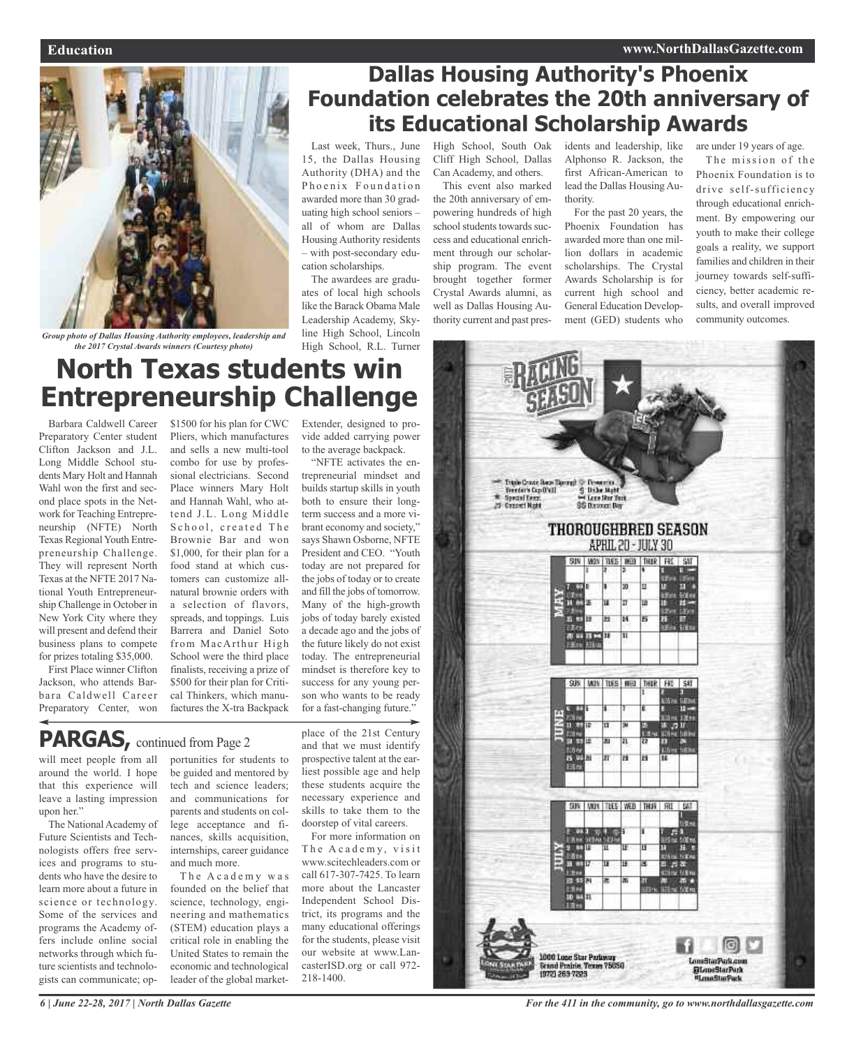# Dallas Housing Authority's Phoenix Foundation celebrates the 20th anniversary of its Educational Scholarship Awards

*Group photo of Dallas Housing Authority employees, leadership and the 2017 Crystal Awards winners (Courtesy photo)*

Last week, Thurs., June 15, the Dallas Housing Authority (DHA) and the Phoenix Foundation awarded more than 30 graduating high school seniors – all of whom are Dallas Housing Authority residents – with post-secondary education scholarships.

The awardees are graduates of local high schools like the Barack Obama Male Leadership Academy, Skyline High School, Lincoln High School, R.L. Turner High School, South Oak Cliff High School, Dallas Can Academy, and others.

This event also marked the 20th anniversary of empowering hundreds of high school students towards success and educational enrichment through our scholarship program. The event brought together former Crystal Awards alumni, as well as Dallas Housing Authority current and past presidents and leadership, like Alphonso R. Jackson, the first African-American to lead the Dallas Housing Authority.

For the past 20 years, the Phoenix Foundation has awarded more than one million dollars in academic scholarships. The Crystal Awards Scholarship is for current high school and General Education Development (GED) students who are under 19 years of age.

The mission of the Phoenix Foundation is to drive self-sufficiency through educational enrichment. By empowering our youth to make their college goals a reality, we support families and children in their journey towards self-sufficiency, better academic results, and overall improved community outcomes.

# North Texas students win Entrepreneurship Challenge

Barbara Caldwell Career Preparatory Center student Clifton Jackson and J.L. Long Middle School students Mary Holt and Hannah Wahl won the first and second place spots in the Network for Teaching Entrepreneurship (NFTE) North Texas Regional Youth Entrepreneurship Challenge. They will represent North Texas at the NFTE 2017 National Youth Entrepreneurship Challenge in October in New York City where they will present and defend their business plans to compete for prizes totaling $35,000.

First Place winner Clifton Jackson, who attends Barbara Caldwell Career Preparatory Center, won $1500 for his plan for CWC Pliers, which manufactures and sells a new multi-tool combo for use by professional electricians. Second Place winners Mary Holt and Hannah Wahl, who attend J.L. Long Middle School, created The Brownie Bar and won $1,000, for their plan for a food stand at which customers can customize all-natural brownie orders with a selection of flavors, spreads, and toppings. Luis Barrera and Daniel Soto from MacArthur High School were the third place finalists, receiving a prize of $500 for their plan for Critical Thinkers, which manufactures the X-tra Backpack Extender, designed to provide added carrying power to the average backpack.

"NFTE activates the entrepreneurial mindset and builds startup skills in youth both to ensure their long-term success and a more vibrant economy and society," says Shawn Osborne, NFTE President and CEO. "Youth today are not prepared for the jobs of today or to create and fill the jobs of tomorrow. Many of the high-growth jobs of today barely existed a decade ago and the jobs of the future likely do not exist today. The entrepreneurial mindset is therefore key to success for any young person who wants to be ready for a fast-changing future."

## PARGAS, continued from Page 2

will meet people from all around the world. I hope that this experience will leave a lasting impression upon her."

The National Academy of Future Scientists and Technologists offers free services and programs to students who have the desire to learn more about a future in science or technology. Some of the services and programs the Academy offers include online social networks through which future scientists and technologists can communicate; opportunities for students to be guided and mentored by tech and science leaders; and communications for parents and students on college acceptance and finances, skills acquisition, internships, career guidance and much more.

The Academy was founded on the belief that science, technology, engineering and mathematics (STEM) education plays a critical role in enabling the United States to remain the economic and technological leader of the global marketplace of the 21st Century and that we must identify prospective talent at the earliest possible age and help these students acquire the necessary experience and skills to take them to the doorstep of vital careers.

For more information on The Academy, visit www.scitechleaders.com or call 617-307-7425. To learn more about the Lancaster Independent School District, its programs and the many educational offerings for the students, please visit our website at www.LancasterISD.org or call 972-218-1400.

2017 RACING SEASON

THOROUGHBRED SEASON
APRIL 20 - JULY 30

1000 Lone Star Parkway
Grand Prairie, Texas 75050
(972) 263-7223

LoneStarPark.com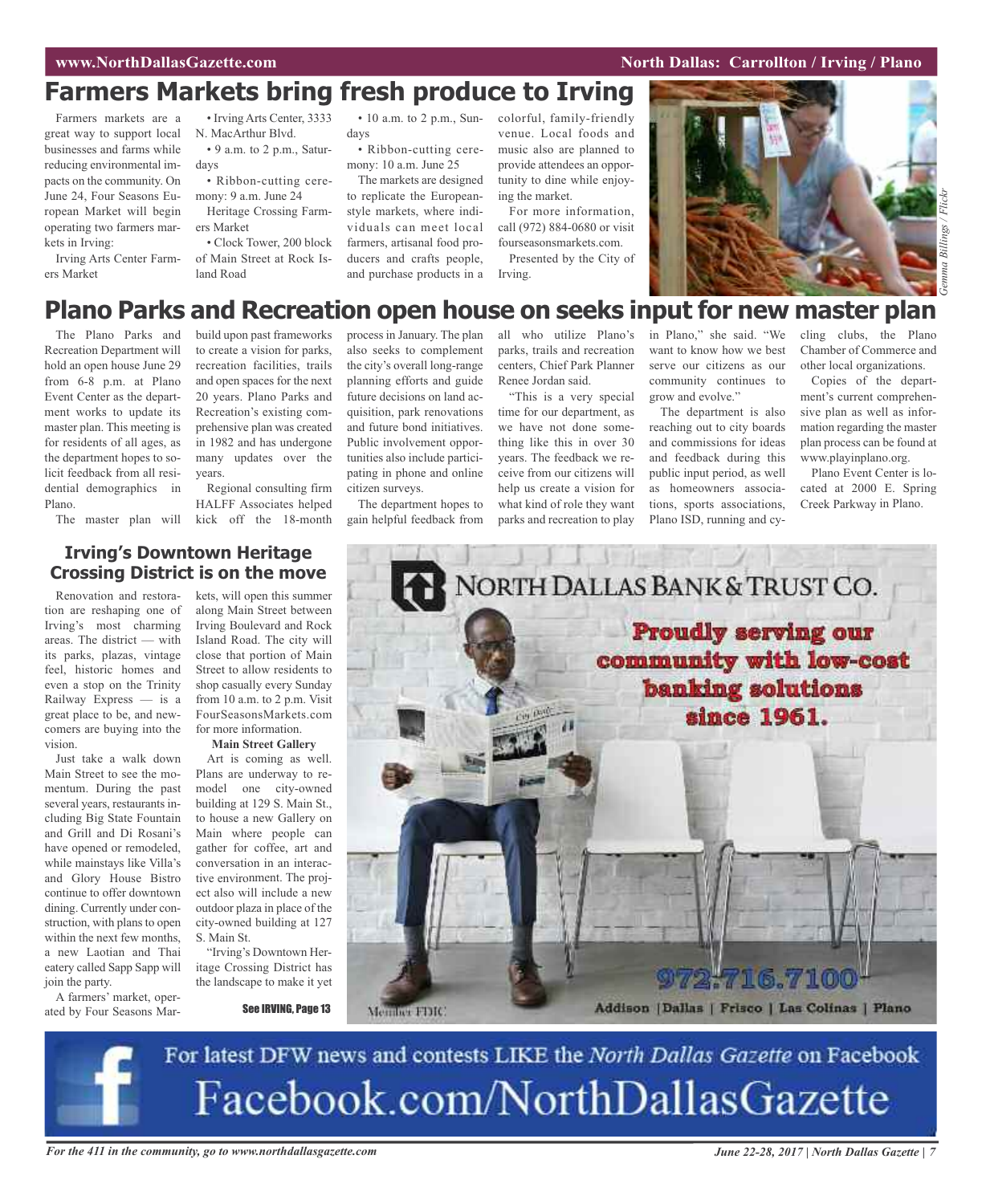# Farmers Markets bring fresh produce to Irving

Farmers markets are a great way to support local businesses and farms while reducing environmental impacts on the community. On June 24, Four Seasons European Market will begin operating two farmers markets in Irving:

Irving Arts Center Farmers Market

- Irving Arts Center, 3333 N. MacArthur Blvd.
- 9 a.m. to 2 p.m., Saturdays
- Ribbon-cutting ceremony: 9 a.m. June 24

Heritage Crossing Farmers Market

- Clock Tower, 200 block of Main Street at Rock Island Road
- 10 a.m. to 2 p.m., Sundays
- Ribbon-cutting ceremony: 10 a.m. June 25

The markets are designed to replicate the European-style markets, where individuals can meet local farmers, artisanal food producers and crafts people, and purchase products in a colorful, family-friendly venue. Local foods and music also are planned to provide attendees an opportunity to dine while enjoying the market.

For more information, call (972) 884-0680 or visit fourseasonsmarkets.com.

Presented by the City of Irving.

*Gemma Billings / Flickr*

# Plano Parks and Recreation open house on seeks input for new master plan

The Plano Parks and Recreation Department will hold an open house June 29 from 6-8 p.m. at Plano Event Center as the department works to update its master plan. This meeting is for residents of all ages, as the department hopes to solicit feedback from all residential demographics in Plano.

The master plan will build upon past frameworks to create a vision for parks, recreation facilities, trails and open spaces for the next 20 years. Plano Parks and Recreation's existing comprehensive plan was created in 1982 and has undergone many updates over the years.

Regional consulting firm HALFF Associates helped kick off the 18-month process in January. The plan also seeks to complement the city's overall long-range planning efforts and guide future decisions on land acquisition, park renovations and future bond initiatives. Public involvement opportunities also include participating in phone and online citizen surveys.

The department hopes to gain helpful feedback from all who utilize Plano's parks, trails and recreation centers, Chief Park Planner Renee Jordan said.

"This is a very special time for our department, as we have not done something like this in over 30 years. The feedback we receive from our citizens will help us create a vision for what kind of role they want parks and recreation to play in Plano," she said. "We want to know how we best serve our citizens as our community continues to grow and evolve."

The department is also reaching out to city boards and commissions for ideas and feedback during this public input period, as well as homeowners associations, sports associations, Plano ISD, running and cycling clubs, the Plano Chamber of Commerce and other local organizations.

Copies of the department's current comprehensive plan as well as information regarding the master plan process can be found at www.playinplano.org.

Plano Event Center is located at 2000 E. Spring Creek Parkway in Plano.

## Irving's Downtown Heritage Crossing District is on the move

Renovation and restoration are reshaping one of Irving's most charming areas. The district — with its parks, plazas, vintage feel, historic homes and even a stop on the Trinity Railway Express — is a great place to be, and newcomers are buying into the vision.

Just take a walk down Main Street to see the momentum. During the past several years, restaurants including Big State Fountain and Grill and Di Rosani's have opened or remodeled, while mainstays like Villa's and Glory House Bistro continue to offer downtown dining. Currently under construction, with plans to open within the next few months, a new Laotian and Thai eatery called Sapp Sapp will join the party.

A farmers' market, operated by Four Seasons Markets, will open this summer along Main Street between Irving Boulevard and Rock Island Road. The city will close that portion of Main Street to allow residents to shop casually every Sunday from 10 a.m. to 2 p.m. Visit FourSeasonsMarkets.com for more information.

**Main Street Gallery**

Art is coming as well. Plans are underway to remodel one city-owned building at 129 S. Main St., to house a new Gallery on Main where people can gather for coffee, art and conversation in an interactive environment. The project also will include a new outdoor plaza in place of the city-owned building at 127 S. Main St.

"Irving's Downtown Heritage Crossing District has the landscape to make it yet

**See IRVING, Page 13**

NORTH DALLAS BANK & TRUST CO.

**Proudly serving our community with low-cost banking solutions since 1961.**

972.716.7100

Member FDIC

Addison | Dallas | Frisco | Las Colinas | Plano

For latest DFW news and contests LIKE the *North Dallas Gazette* on Facebook

Facebook.com/NorthDallasGazette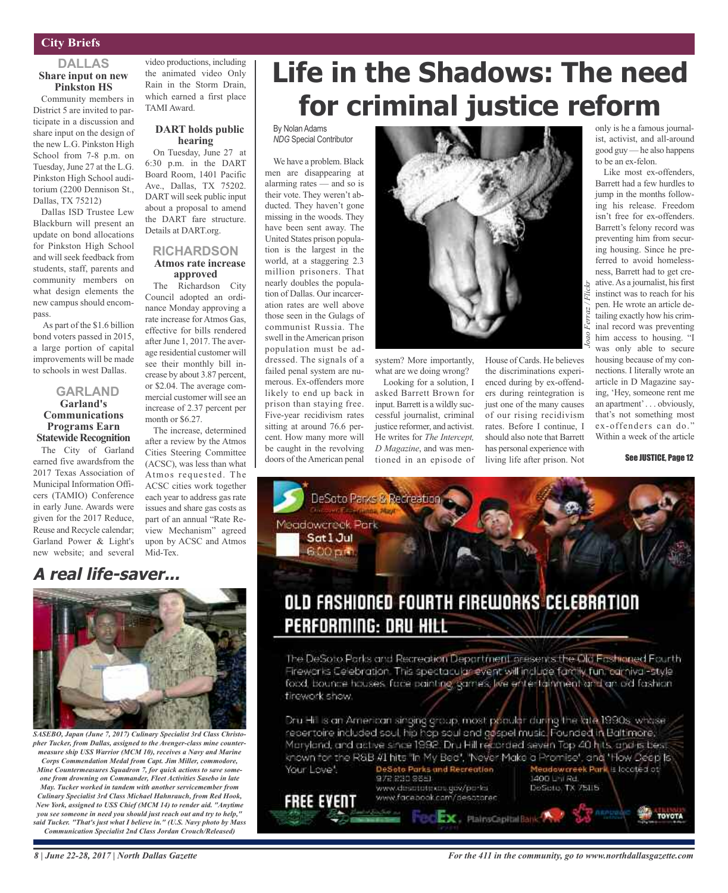## City Briefs

### DALLAS

#### Share input on new Pinkston HS

Community members in District 5 are invited to participate in a discussion and share input on the design of the new L.G. Pinkston High School from 7-8 p.m. on Tuesday, June 27 at the L.G. Pinkston High School auditorium (2200 Dennison St., Dallas, TX 75212)

Dallas ISD Trustee Lew Blackburn will present an update on bond allocations for Pinkston High School and will seek feedback from students, staff, parents and community members on what design elements the new campus should encompass.

As part of the $1.6 billion bond voters passed in 2015, a large portion of capital improvements will be made to schools in west Dallas.

### GARLAND

#### Garland's Communications Programs Earn Statewide Recognition

The City of Garland earned five awardsfrom the 2017 Texas Association of Municipal Information Officers (TAMIO) Conference in early June. Awards were given for the 2017 Reduce, Reuse and Recycle calendar; Garland Power & Light's new website; and several video productions, including the animated video Only Rain in the Storm Drain, which earned a first place TAMI Award.

#### DART holds public hearing

On Tuesday, June 27 at 6:30 p.m. in the DART Board Room, 1401 Pacific Ave., Dallas, TX 75202. DART will seek public input about a proposal to amend the DART fare structure. Details at DART.org.

### RICHARDSON

#### Atmos rate increase approved

The Richardson City Council adopted an ordinance Monday approving a rate increase for Atmos Gas, effective for bills rendered after June 1, 2017. The average residential customer will see their monthly bill increase by about 3.87 percent, or $2.04. The average commercial customer will see an increase of 2.37 percent per month or $6.27.

The increase, determined after a review by the Atmos Cities Steering Committee (ACSC), was less than what Atmos requested. The ACSC cities work together each year to address gas rate issues and share gas costs as part of an annual "Rate Review Mechanism" agreed upon by ACSC and Atmos Mid-Tex.

## *A real life-saver...*

*SASEBO, Japan (June 7, 2017) Culinary Specialist 3rd Class Christopher Tucker, from Dallas, assigned to the Avenger-class mine countermeasure ship USS Warrior (MCM 10), receives a Navy and Marine Corps Commendation Medal from Capt. Jim Miller, commodore, Mine Countermeasures Squadron 7, for quick actions to save someone from drowning on Commander, Fleet Activities Sasebo in late May. Tucker worked in tandem with another servicemember from Culinary Specialist 3rd Class Michael Hahnrauch, from Red Hook, New York, assigned to USS Chief (MCM 14) to render aid. "Anytime you see someone in need you should just reach out and try to help," said Tucker. "That's just what I believe in." (U.S. Navy photo by Mass Communication Specialist 2nd Class Jordan Crouch/Released)*

# Life in the Shadows: The need for criminal justice reform

By Nolan Adams
*NDG* Special Contributor

We have a problem. Black men are disappearing at alarming rates — and so is their vote. They weren't abducted. They haven't gone missing in the woods. They have been sent away. The United States prison population is the largest in the world, at a staggering 2.3 million prisoners. That nearly doubles the population of Dallas. Our incarceration rates are well above those seen in the Gulags of communist Russia. The swell in the American prison population must be addressed. The signals of a failed penal system are numerous. Ex-offenders more likely to end up back in prison than staying free. Five-year recidivism rates sitting at around 76.6 percent. How many more will be caught in the revolving doors of the American penal system? More importantly, what are we doing wrong?

*Joao Ferraz / Flickr*

Looking for a solution, I asked Barrett Brown for input. Barrett is a wildly successful journalist, criminal justice reformer, and activist. He writes for *The Intercept, D Magazine*, and was mentioned in an episode of House of Cards. He believes the discriminations experienced during by ex-offenders during reintegration is just one of the many causes of our rising recidivism rates. Before I continue, I should also note that Barrett has personal experience with living life after prison. Not only is he a famous journalist, activist, and all-around good guy — he also happens to be an ex-felon.

Like most ex-offenders, Barrett had a few hurdles to jump in the months following his release. Freedom isn't free for ex-offenders. Barrett's felony record was preventing him from securing housing. Since he preferred to avoid homelessness, Barrett had to get creative. As a journalist, his first instinct was to reach for his pen. He wrote an article detailing exactly how his criminal record was preventing him access to housing. "I was only able to secure housing because of my connections. I literally wrote an article in D Magazine saying, 'Hey, someone rent me an apartment' . . . obviously, that's not something most ex-offenders can do." Within a week of the article

**See JUSTICE, Page 12**

DeSoto Parks & Recreation

Meadowcreek Park
Sat 1 Jul
6:00 p.m.

## OLD FASHIONED FOURTH FIREWORKS CELEBRATION PERFORMING: DRU HILL

The DeSoto Parks and Recreation Department presents the Old Fashioned Fourth Fireworks Celebration. This spectacular event will include family fun, carnival-style food, bounce houses, face painting, games, live entertainment and an old fashion firework show.

Dru Hill is an American singing group, most popular during the late 1990s, whose repertoire included soul, hip hop soul and gospel music. Founded in Baltimore, Maryland, and active since 1992. Dru Hill recorded seven Top 40 hits, and is best known for the R&B #1 hits "In My Bed", "Never Make a Promise", and "How Deep Is Your Love".

**FREE EVENT**

DeSoto Parks and Recreation
972.230.9651
www.desototexas.gov/parks
www.facebook.com/desotorec

Meadowcreek Park is located at
1400 Uhl Rd.
DeSoto, TX 75115

FedEx. PlainsCapital Bank. Republic. Toyota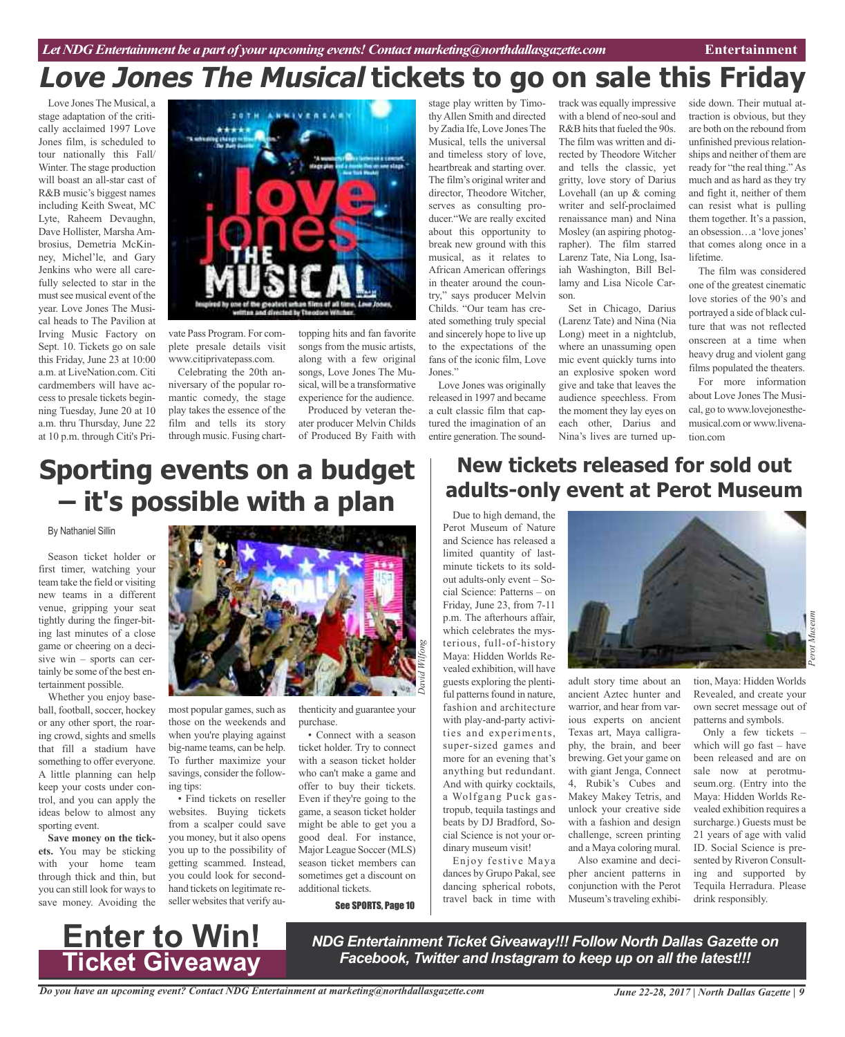# *Love Jones The Musical* tickets to go on sale this Friday

Love Jones The Musical, a stage adaptation of the critically acclaimed 1997 Love Jones film, is scheduled to tour nationally this Fall/Winter. The stage production will boast an all-star cast of R&B music's biggest names including Keith Sweat, MC Lyte, Raheem Devaughn, Dave Hollister, Marsha Ambrosius, Demetria McKinney, Michel'le, and Gary Jenkins who were all carefully selected to star in the must see musical event of the year. Love Jones The Musical heads to The Pavilion at Irving Music Factory on Sept. 10. Tickets go on sale this Friday, June 23 at 10:00 a.m. at LiveNation.com. Citi cardmembers will have access to presale tickets beginning Tuesday, June 20 at 10 a.m. thru Thursday, June 22 at 10 p.m. through Citi's Private Pass Program. For complete presale details visit www.citiprivatepass.com.

Celebrating the 20th anniversary of the popular romantic comedy, the stage play takes the essence of the film and tells its story through music. Fusing chart-topping hits and fan favorite songs from the music artists, along with a few original songs, Love Jones The Musical, will be a transformative experience for the audience.

Produced by veteran theater producer Melvin Childs of Produced By Faith with stage play written by Timothy Allen Smith and directed by Zadia Ife, Love Jones The Musical, tells the universal and timeless story of love, heartbreak and starting over. The film's original writer and director, Theodore Witcher, serves as consulting producer."We are really excited about this opportunity to break new ground with this musical, as it relates to African American offerings in theater around the country," says producer Melvin Childs. "Our team has created something truly special and sincerely hope to live up to the expectations of the fans of the iconic film, Love Jones."

Love Jones was originally released in 1997 and became a cult classic film that captured the imagination of an entire generation. The soundtrack was equally impressive with a blend of neo-soul and R&B hits that fueled the 90s. The film was written and directed by Theodore Witcher and tells the classic, yet gritty, love story of Darius Lovehall (an up & coming writer and self-proclaimed renaissance man) and Nina Mosley (an aspiring photographer). The film starred Larenz Tate, Nia Long, Isaiah Washington, Bill Bellamy and Lisa Nicole Carson.

Set in Chicago, Darius (Larenz Tate) and Nina (Nia Long) meet in a nightclub, where an unassuming open mic event quickly turns into an explosive spoken word give and take that leaves the audience speechless. From the moment they lay eyes on each other, Darius and Nina's lives are turned upside down. Their mutual attraction is obvious, but they are both on the rebound from unfinished previous relationships and neither of them are ready for "the real thing." As much and as hard as they try and fight it, neither of them can resist what is pulling them together. It's a passion, an obsession…a 'love jones' that comes along once in a lifetime.

The film was considered one of the greatest cinematic love stories of the 90's and portrayed a side of black culture that was not reflected onscreen at a time when heavy drug and violent gang films populated the theaters.

For more information about Love Jones The Musical, go to www.lovejonesthemusical.com or www.livenation.com

# Sporting events on a budget – it's possible with a plan

By Nathaniel Sillin

Season ticket holder or first timer, watching your team take the field or visiting new teams in a different venue, gripping your seat tightly during the finger-biting last minutes of a close game or cheering on a decisive win – sports can certainly be some of the best entertainment possible.

Whether you enjoy baseball, football, soccer, hockey or any other sport, the roaring crowd, sights and smells that fill a stadium have something to offer everyone. A little planning can help keep your costs under control, and you can apply the ideas below to almost any sporting event.

**Save money on the tickets.** You may be sticking with your home team through thick and thin, but you can still look for ways to save money. Avoiding the most popular games, such as those on the weekends and when you're playing against big-name teams, can be help. To further maximize your savings, consider the following tips:

• Find tickets on reseller websites. Buying tickets from a scalper could save you money, but it also opens you up to the possibility of getting scammed. Instead, you could look for secondhand tickets on legitimate reseller websites that verify authenticity and guarantee your purchase.

• Connect with a season ticket holder. Try to connect with a season ticket holder who can't make a game and offer to buy their tickets. Even if they're going to the game, a season ticket holder might be able to get you a good deal. For instance, Major League Soccer (MLS) season ticket members can sometimes get a discount on additional tickets.

David Wilfong

**See SPORTS, Page 10**

# New tickets released for sold out adults-only event at Perot Museum

Due to high demand, the Perot Museum of Nature and Science has released a limited quantity of last-minute tickets to its sold-out adults-only event – Social Science: Patterns – on Friday, June 23, from 7-11 p.m. The afterhours affair, which celebrates the mysterious, full-of-history Maya: Hidden Worlds Revealed exhibition, will have guests exploring the plentiful patterns found in nature, fashion and architecture with play-and-party activities and experiments, super-sized games and more for an evening that's anything but redundant. And with quirky cocktails, a Wolfgang Puck gastropub, tequila tastings and beats by DJ Bradford, Social Science is not your ordinary museum visit!

Enjoy festive Maya dances by Grupo Pakal, see dancing spherical robots, travel back in time with adult story time about an ancient Aztec hunter and warrior, and hear from various experts on ancient Texas art, Maya calligraphy, the brain, and beer brewing. Get your game on with giant Jenga, Connect 4, Rubik's Cubes and Makey Makey Tetris, and unlock your creative side with a fashion and design challenge, screen printing and a Maya coloring mural.

Perot Museum

Also examine and decipher ancient patterns in conjunction with the Perot Museum's traveling exhibition, Maya: Hidden Worlds Revealed, and create your own secret message out of patterns and symbols.

Only a few tickets – which will go fast – have been released and are on sale now at perotmuseum.org. (Entry into the Maya: Hidden Worlds Revealed exhibition requires a surcharge.) Guests must be 21 years of age with valid ID. Social Science is presented by Riveron Consulting and supported by Tequila Herradura. Please drink responsibly.

**Enter to Win! Ticket Giveaway**

***NDG Entertainment Ticket Giveaway!!! Follow North Dallas Gazette on Facebook, Twitter and Instagram to keep up on all the latest!!!***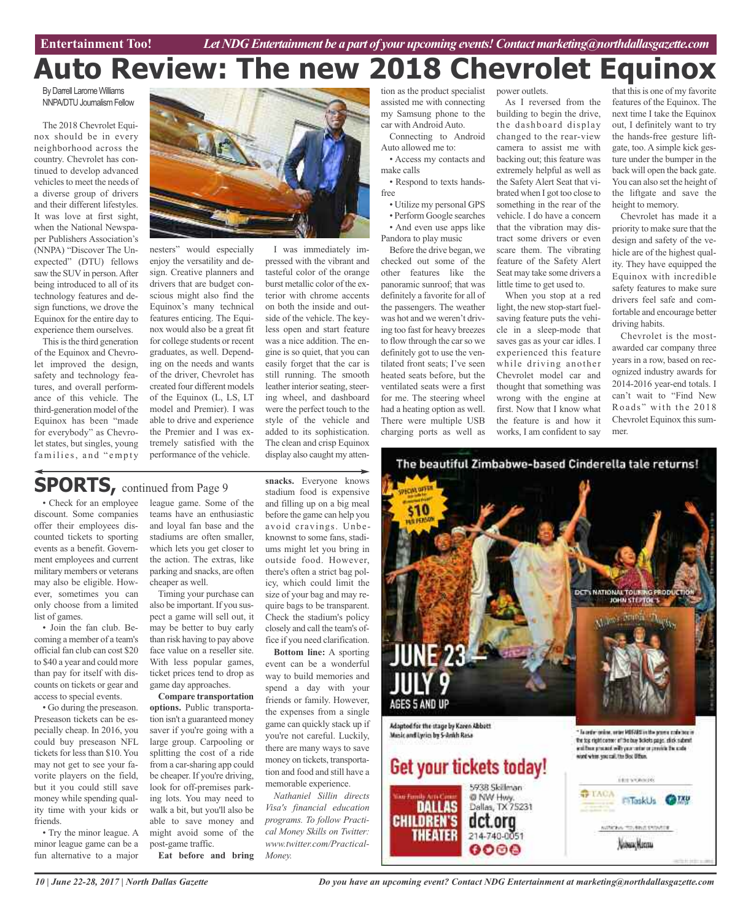# Auto Review: The new 2018 Chevrolet Equinox

By Darrell Larome Williams
NNPA/DTU Journalism Fellow

The 2018 Chevrolet Equinox should be in every neighborhood across the country. Chevrolet has continued to develop advanced vehicles to meet the needs of a diverse group of drivers and their different lifestyles. It was love at first sight, when the National Newspaper Publishers Association's (NNPA) "Discover The Unexpected" (DTU) fellows saw the SUV in person. After being introduced to all of its technology features and design functions, we drove the Equinox for the entire day to experience them ourselves.

This is the third generation of the Equinox and Chevrolet improved the design, safety and technology features, and overall performance of this vehicle. The third-generation model of the Equinox has been "made for everybody" as Chevrolet states, but singles, young families, and "empty nesters" would especially enjoy the versatility and design. Creative planners and drivers that are budget conscious might also find the Equinox's many technical features enticing. The Equinox would also be a great fit for college students or recent graduates, as well. Depending on the needs and wants of the driver, Chevrolet has created four different models of the Equinox (L, LS, LT model and Premier). I was able to drive and experience the Premier and I was extremely satisfied with the performance of the vehicle.

I was immediately impressed with the vibrant and tasteful color of the orange burst metallic color of the exterior with chrome accents on both the inside and outside of the vehicle. The keyless open and start feature was a nice addition. The engine is so quiet, that you can easily forget that the car is still running. The smooth leather interior seating, steering wheel, and dashboard were the perfect touch to the style of the vehicle and added to its sophistication. The clean and crisp Equinox display also caught my attention as the product specialist assisted me with connecting my Samsung phone to the car with Android Auto.

Connecting to Android Auto allowed me to:

- Access my contacts and make calls
- Respond to texts hands-free
- Utilize my personal GPS
- Perform Google searches
- And even use apps like Pandora to play music

Before the drive began, we checked out some of the other features like the panoramic sunroof; that was definitely a favorite for all of the passengers. The weather was hot and we weren't driving too fast for heavy breezes to flow through the car so we definitely got to use the ventilated front seats; I've seen heated seats before, but the ventilated seats were a first for me. The steering wheel had a heating option as well. There were multiple USB charging ports as well as power outlets.

As I reversed from the building to begin the drive, the dashboard display changed to the rear-view camera to assist me with backing out; this feature was extremely helpful as well as the Safety Alert Seat that vibrated when I got too close to something in the rear of the vehicle. I do have a concern that the vibration may distract some drivers or even scare them. The vibrating feature of the Safety Alert Seat may take some drivers a little time to get used to.

When you stop at a red light, the new stop-start fuel-saving feature puts the vehicle in a sleep-mode that saves gas as your car idles. I experienced this feature while driving another Chevrolet model car and thought that something was wrong with the engine at first. Now that I know what the feature is and how it works, I am confident to say that this is one of my favorite features of the Equinox. The next time I take the Equinox out, I definitely want to try the hands-free gesture liftgate, too. A simple kick gesture under the bumper in the back will open the back gate. You can also set the height of the liftgate and save the height to memory.

Chevrolet has made it a priority to make sure that the design and safety of the vehicle are of the highest quality. They have equipped the Equinox with incredible safety features to make sure drivers feel safe and comfortable and encourage better driving habits.

Chevrolet is the most-awarded car company three years in a row, based on recognized industry awards for 2014-2016 year-end totals. I can't wait to "Find New Roads" with the 2018 Chevrolet Equinox this summer.

## SPORTS, continued from Page 9

- Check for an employee discount. Some companies offer their employees discounted tickets to sporting events as a benefit. Government employees and current military members or veterans may also be eligible. However, sometimes you can only choose from a limited list of games.
- Join the fan club. Becoming a member of a team's official fan club can cost $20 to $40 a year and could more than pay for itself with discounts on tickets or gear and access to special events.
- Go during the preseason. Preseason tickets can be especially cheap. In 2016, you could buy preseason NFL tickets for less than $10. You may not get to see your favorite players on the field, but it you could still save money while spending quality time with your kids or friends.
- Try the minor league. A minor league game can be a fun alternative to a major league game. Some of the teams have an enthusiastic and loyal fan base and the stadiums are often smaller, which lets you get closer to the action. The extras, like parking and snacks, are often cheaper as well.

Timing your purchase can also be important. If you suspect a game will sell out, it may be better to buy early than risk having to pay above face value on a reseller site. With less popular games, ticket prices tend to drop as game day approaches.

**Compare transportation options.** Public transportation isn't a guaranteed money saver if you're going with a large group. Carpooling or splitting the cost of a ride from a car-sharing app could be cheaper. If you're driving, look for off-premises parking lots. You may need to walk a bit, but you'll also be able to save money and might avoid some of the post-game traffic.

**Eat before and bring snacks.** Everyone knows stadium food is expensive and filling up on a big meal before the game can help you avoid cravings. Unbeknownst to some fans, stadiums might let you bring in outside food. However, there's often a strict bag policy, which could limit the size of your bag and may require bags to be transparent. Check the stadium's policy closely and call the team's office if you need clarification.

**Bottom line:** A sporting event can be a wonderful way to build memories and spend a day with your friends or family. However, the expenses from a single game can quickly stack up if you're not careful. Luckily, there are many ways to save money on tickets, transportation and food and still have a memorable experience.

*Nathaniel Sillin directs Visa's financial education programs. To follow Practical Money Skills on Twitter: www.twitter.com/PracticalMoney.*

---

The beautiful Zimbabwe-based Cinderella tale returns!

SPECIAL OFFER $10 PER PERSON

DCT'S NATIONAL TOURING PRODUCTION JOHN STEPTOE'S Mufaro's Beautiful Daughters

JUNE 23 – JULY 9
AGES 5 AND UP

Adapted for the stage by Karen Abbott
Music and Lyrics by S-Ankh Rasa

Get your tickets today!

Dallas Children's Theater
5938 Skillman @ NW Hwy.
Dallas, TX 75231
dct.org
214-740-0051

TACA · TaskUs · TXU Energy · Neiman Marcus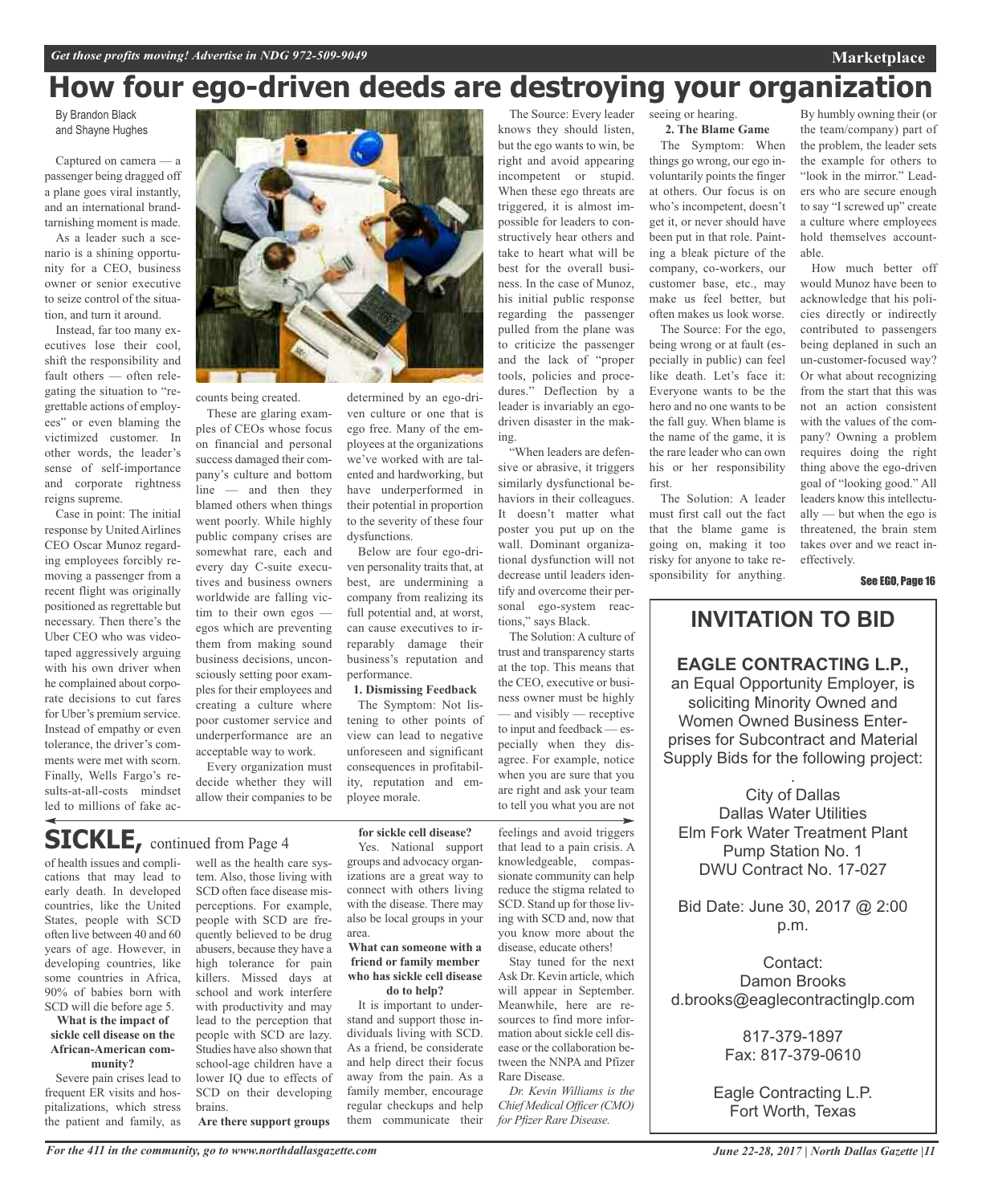# How four ego-driven deeds are destroying your organization

By Brandon Black and Shayne Hughes

Captured on camera — a passenger being dragged off a plane goes viral instantly, and an international brand-tarnishing moment is made.

As a leader such a scenario is a shining opportunity for a CEO, business owner or senior executive to seize control of the situation, and turn it around.

Instead, far too many executives lose their cool, shift the responsibility and fault others — often relegating the situation to "regrettable actions of employees" or even blaming the victimized customer. In other words, the leader's sense of self-importance and corporate rightness reigns supreme.

Case in point: The initial response by United Airlines CEO Oscar Munoz regarding employees forcibly removing a passenger from a recent flight was originally positioned as regrettable but necessary. Then there's the Uber CEO who was videotaped aggressively arguing with his own driver when he complained about corporate decisions to cut fares for Uber's premium service. Instead of empathy or even tolerance, the driver's comments were met with scorn. Finally, Wells Fargo's results-at-all-costs mindset led to millions of fake accounts being created.

These are glaring examples of CEOs whose focus on financial and personal success damaged their company's culture and bottom line — and then they blamed others when things went poorly. While highly public company crises are somewhat rare, each and every day C-suite executives and business owners worldwide are falling victim to their own egos — egos which are preventing them from making sound business decisions, unconsciously setting poor examples for their employees and creating a culture where poor customer service and underperformance are an acceptable way to work.

Every organization must decide whether they will allow their companies to be determined by an ego-driven culture or one that is ego free. Many of the employees at the organizations we've worked with are talented and hardworking, but have underperformed in their potential in proportion to the severity of these four dysfunctions.

Below are four ego-driven personality traits that, at best, are undermining a company from realizing its full potential and, at worst, can cause executives to irreparably damage their business's reputation and performance.

**1. Dismissing Feedback**

The Symptom: Not listening to other points of view can lead to negative unforeseen and significant consequences in profitability, reputation and employee morale.

The Source: Every leader knows they should listen, but the ego wants to win, be right and avoid appearing incompetent or stupid. When these ego threats are triggered, it is almost impossible for leaders to constructively hear others and take to heart what will be best for the overall business. In the case of Munoz, his initial public response regarding the passenger pulled from the plane was to criticize the passenger and the lack of "proper tools, policies and procedures." Deflection by a leader is invariably an ego-driven disaster in the making.

"When leaders are defensive or abrasive, it triggers similarly dysfunctional behaviors in their colleagues. It doesn't matter what poster you put up on the wall. Dominant organizational dysfunction will not decrease until leaders identify and overcome their personal ego-system reactions," says Black.

The Solution: A culture of trust and transparency starts at the top. This means that the CEO, executive or business owner must be highly — and visibly — receptive to input and feedback — especially when they disagree. For example, notice when you are sure that you are right and ask your team to tell you what you are not seeing or hearing.

**2. The Blame Game**

The Symptom: When things go wrong, our ego involuntarily points the finger at others. Our focus is on who's incompetent, doesn't get it, or never should have been put in that role. Painting a bleak picture of the company, co-workers, our customer base, etc., may make us feel better, but often makes us look worse.

The Source: For the ego, being wrong or at fault (especially in public) can feel like death. Let's face it: Everyone wants to be the hero and no one wants to be the fall guy. When blame is the name of the game, it is the rare leader who can own his or her responsibility first.

The Solution: A leader must first call out the fact that the blame game is going on, making it too risky for anyone to take responsibility for anything. By humbly owning their (or the team/company) part of the problem, the leader sets the example for others to "look in the mirror." Leaders who are secure enough to say "I screwed up" create a culture where employees hold themselves accountable.

How much better off would Munoz have been to acknowledge that his policies directly or indirectly contributed to passengers being deplaned in such an un-customer-focused way? Or what about recognizing from the start that this was not an action consistent with the values of the company? Owning a problem requires doing the right thing above the ego-driven goal of "looking good." All leaders know this intellectually — but when the ego is threatened, the brain stem takes over and we react ineffectively.

**See EGO, Page 16**

## SICKLE, continued from Page 4

of health issues and complications that may lead to early death. In developed countries, like the United States, people with SCD often live between 40 and 60 years of age. However, in developing countries, like some countries in Africa, 90% of babies born with SCD will die before age 5.

**What is the impact of sickle cell disease on the African-American community?**

Severe pain crises lead to frequent ER visits and hospitalizations, which stress the patient and family, as well as the health care system. Also, those living with SCD often face disease misperceptions. For example, people with SCD are frequently believed to be drug abusers, because they have a high tolerance for pain killers. Missed days at school and work interfere with productivity and may lead to the perception that people with SCD are lazy. Studies have also shown that school-age children have a lower IQ due to effects of SCD on their developing brains.

**Are there support groups for sickle cell disease?**

Yes. National support groups and advocacy organizations are a great way to connect with others living with the disease. There may also be local groups in your area.

**What can someone with a friend or family member who has sickle cell disease do to help?**

It is important to understand and support those individuals living with SCD. As a friend, be considerate and help direct their focus away from the pain. As a family member, encourage regular checkups and help them communicate their feelings and avoid triggers that lead to a pain crisis. A knowledgeable, compassionate community can help reduce the stigma related to SCD. Stand up for those living with SCD and, now that you know more about the disease, educate others!

Stay tuned for the next Ask Dr. Kevin article, which will appear in September. Meanwhile, here are resources to find more information about sickle cell disease or the collaboration between the NNPA and Pfizer Rare Disease.

*Dr. Kevin Williams is the Chief Medical Officer (CMO) for Pfizer Rare Disease.*

## INVITATION TO BID

**EAGLE CONTRACTING L.P.,**
an Equal Opportunity Employer, is soliciting Minority Owned and Women Owned Business Enterprises for Subcontract and Material Supply Bids for the following project:

City of Dallas
Dallas Water Utilities
Elm Fork Water Treatment Plant
Pump Station No. 1
DWU Contract No. 17-027

Bid Date: June 30, 2017 @ 2:00 p.m.

Contact:
Damon Brooks
d.brooks@eaglecontractinglp.com

817-379-1897
Fax: 817-379-0610

Eagle Contracting L.P.
Fort Worth, Texas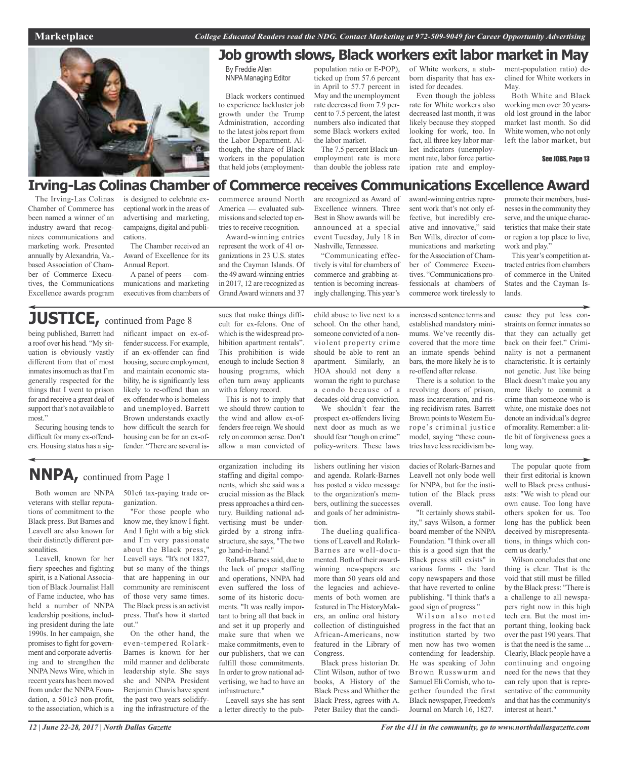# Job growth slows, Black workers exit labor market in May

By Freddie Allen
NNPA Managing Editor

Black workers continued to experience lackluster job growth under the Trump Administration, according to the latest jobs report from the Labor Department. Although, the share of Black workers in the population that held jobs (employment-population ratio or E-POP), ticked up from 57.6 percent in April to 57.7 percent in May and the unemployment rate decreased from 7.9 percent to 7.5 percent, the latest numbers also indicated that some Black workers exited the labor market.

The 7.5 percent Black unemployment rate is more than double the jobless rate of White workers, a stubborn disparity that has existed for decades.

Even though the jobless rate for White workers also decreased last month, it was likely because they stopped looking for work, too. In fact, all three key labor market indicators (unemployment rate, labor force participation rate and employment-population ratio) declined for White workers in May.

Both White and Black working men over 20 years-old lost ground in the labor market last month. So did White women, who not only left the labor market, but

See JOBS, Page 13

# Irving-Las Colinas Chamber of Commerce receives Communications Excellence Award

The Irving-Las Colinas Chamber of Commerce has been named a winner of an industry award that recognizes communications and marketing work. Presented annually by Alexandria, Va.-based Association of Chamber of Commerce Executives, the Communications Excellence awards program is designed to celebrate exceptional work in the areas of advertising and marketing, campaigns, digital and publications.

The Chamber received an Award of Excellence for its Annual Report.

A panel of peers — communications and marketing executives from chambers of commerce around North America — evaluated submissions and selected top entries to receive recognition.

Award-winning entries represent the work of 41 organizations in 23 U.S. states and the Cayman Islands. Of the 49 award-winning entries in 2017, 12 are recognized as Grand Award winners and 37 are recognized as Award of Excellence winners. Three Best in Show awards will be announced at a special event Tuesday, July 18 in Nashville, Tennessee.

"Communicating effectively is vital for chambers of commerce and grabbing attention is becoming increasingly challenging. This year's award-winning entries represent work that's not only effective, but incredibly creative and innovative," said Ben Wills, director of communications and marketing for the Association of Chamber of Commerce Executives. "Communications professionals at chambers of commerce work tirelessly to promote their members, businesses in the community they serve, and the unique characteristics that make their state or region a top place to live, work and play."

This year's competition attracted entries from chambers of commerce in the United States and the Cayman Islands.

## JUSTICE, continued from Page 8

being published, Barrett had a roof over his head. "My situation is obviously vastly different from that of most inmates insomuch as that I'm generally respected for the things that I went to prison for and receive a great deal of support that's not available to most."

Securing housing tends to difficult for many ex-offenders. Housing status has a significant impact on ex-offender success. For example, if an ex-offender can find housing, secure employment, and maintain economic stability, he is significantly less likely to re-offend than an ex-offender who is homeless and unemployed. Barrett Brown understands exactly how difficult the search for housing can be for an ex-offender. "There are several issues that make things difficult for ex-felons. One of which is the widespread prohibition apartment rentals". This prohibition is wide enough to include Section 8 housing programs, which often turn away applicants with a felony record.

This is not to imply that we should throw caution to the wind and allow ex-offenders free reign. We should rely on common sense. Don't allow a man convicted of child abuse to live next to a school. On the other hand, someone convicted of a non-violent property crime should be able to rent an apartment. Similarly, an HOA should not deny a woman the right to purchase a condo because of a decades-old drug conviction.

We shouldn't fear the prospect ex-offenders living next door as much as we should fear "tough on crime" policy-writers. These laws increased sentence terms and established mandatory minimums. We've recently discovered that the more time an inmate spends behind bars, the more likely he is to re-offend after release.

There is a solution to the revolving doors of prison, mass incarceration, and rising recidivism rates. Barrett Brown points to Western Europe's criminal justice model, saying "these countries have less recidivism because they put less constraints on former inmates so that they can actually get back on their feet." Criminality is not a permanent characteristic. It is certainly not genetic. Just like being Black doesn't make you any more likely to commit a crime than someone who is white, one mistake does not denote an individual's degree of morality. Remember: a little bit of forgiveness goes a long way.

## NNPA, continued from Page 1

Both women are NNPA veterans with stellar reputations of commitment to the Black press. But Barnes and Leavell are also known for their distinctly different personalities.

Leavell, known for her fiery speeches and fighting spirit, is a National Association of Black Journalist Hall of Fame inductee, who has held a number of NNPA leadership positions, including president during the late 1990s. In her campaign, she promises to fight for government and corporate advertising and to strengthen the NNPA News Wire, which in recent years has been moved from under the NNPA Foundation, a 501c3 non-profit, to the association, which is a 501c6 tax-paying trade organization.

"For those people who know me, they know I fight. And I fight with a big stick and I'm very passionate about the Black press," Leavell says. "It's not 1827, but so many of the things that are happening in our community are reminiscent of those very same times. The Black press is an activist press. That's how it started out."

On the other hand, the even-tempered Rolark-Barnes is known for her mild manner and deliberate leadership style. She says she and NNPA President Benjamin Chavis have spent the past two years solidifying the infrastructure of the organization including its staffing and digital components, which she said was a crucial mission as the Black press approaches a third century. Building national advertising must be undergirded by a strong infrastructure, she says, "The two go hand-in-hand."

Rolark-Barnes said, due to the lack of proper staffing and operations, NNPA had even suffered the loss of some of its historic documents. "It was really important to bring all that back in and set it up properly and make sure that when we make commitments, even to our publishers, that we can fulfill those commitments. In order to grow national advertising, we had to have an infrastructure."

Leavell says she has sent a letter directly to the publishers outlining her vision and agenda. Rolark-Barnes has posted a video message to the organization's members, outlining the successes and goals of her administration.

The dueling qualifications of Leavell and Rolark-Barnes are well-documented. Both of their award-winning newspapers are more than 50 years old and the legacies and achievements of both women are featured in The HistoryMakers, an online oral history collection of distinguished African-Americans, now featured in the Library of Congress.

Black press historian Dr. Clint Wilson, author of two books, A History of the Black Press and Whither the Black Press, agrees with A. Peter Bailey that the candidacies of Rolark-Barnes and Leavell not only bode well for NNPA, but for the institution of the Black press overall.

"It certainly shows stability," says Wilson, a former board member of the NNPA Foundation. "I think over all this is a good sign that the Black press still exists" in various forms - the hard copy newspapers and those that have reverted to online publishing. "I think that's a good sign of progress."

Wilson also noted progress in the fact that an institution started by two men now has two women contending for leadership. He was speaking of John Brown Russwurm and Samuel Eli Cornish, who together founded the first Black newspaper, Freedom's Journal on March 16, 1827.

The popular quote from their first editorial is known well to Black press enthusiasts: "We wish to plead our own cause. Too long have others spoken for us. Too long has the publick been deceived by misrepresentations, in things which concern us dearly."

Wilson concludes that one thing is clear. That is the void that still must be filled by the Black press: "There is a challenge to all newspapers right now in this high tech era. But the most important thing, looking back over the past 190 years. That is that the need is the same ... Clearly, Black people have a continuing and ongoing need for the news that they can rely upon that is representative of the community and that has the community's interest at heart."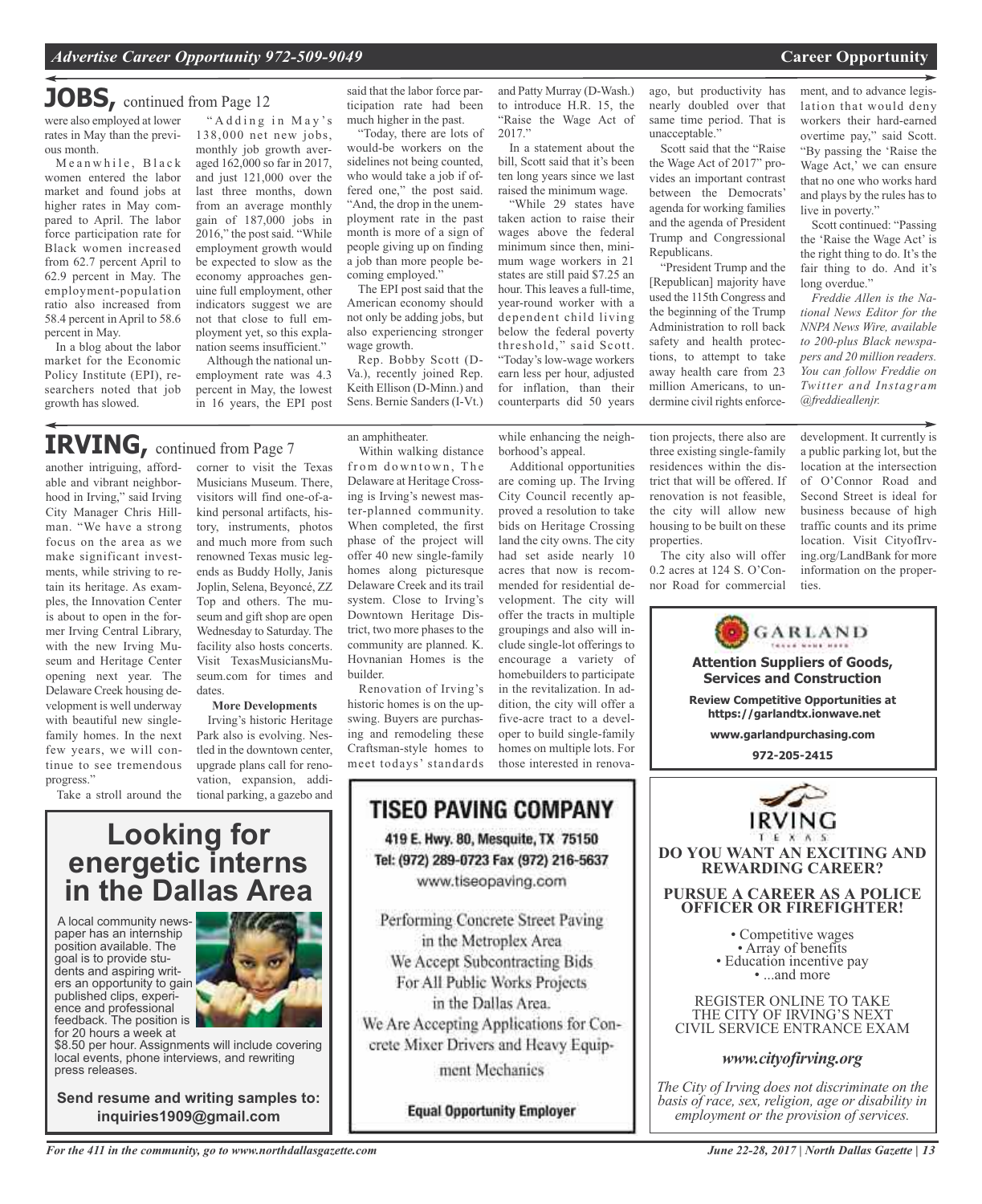## JOBS, continued from Page 12

were also employed at lower rates in May than the previous month.

Meanwhile, Black women entered the labor market and found jobs at higher rates in May compared to April. The labor force participation rate for Black women increased from 62.7 percent April to 62.9 percent in May. The employment-population ratio also increased from 58.4 percent in April to 58.6 percent in May.

In a blog about the labor market for the Economic Policy Institute (EPI), researchers noted that job growth has slowed.

"Adding in May's 138,000 net new jobs, monthly job growth averaged 162,000 so far in 2017, and just 121,000 over the last three months, down from an average monthly gain of 187,000 jobs in 2016," the post said. "While employment growth would be expected to slow as the economy approaches genuine full employment, other indicators suggest we are not that close to full employment yet, so this explanation seems insufficient."

Although the national unemployment rate was 4.3 percent in May, the lowest in 16 years, the EPI post said that the labor force participation rate had been much higher in the past.

"Today, there are lots of would-be workers on the sidelines not being counted, who would take a job if offered one," the post said. "And, the drop in the unemployment rate in the past month is more of a sign of people giving up on finding a job than more people becoming employed."

The EPI post said that the American economy should not only be adding jobs, but also experiencing stronger wage growth.

Rep. Bobby Scott (D-Va.), recently joined Rep. Keith Ellison (D-Minn.) and Sens. Bernie Sanders (I-Vt.) and Patty Murray (D-Wash.) to introduce H.R. 15, the "Raise the Wage Act of 2017."

In a statement about the bill, Scott said that it's been ten long years since we last raised the minimum wage.

"While 29 states have taken action to raise their wages above the federal minimum since then, minimum wage workers in 21 states are still paid $7.25 an hour. This leaves a full-time, year-round worker with a dependent child living below the federal poverty threshold," said Scott. "Today's low-wage workers earn less per hour, adjusted for inflation, than their counterparts did 50 years ago, but productivity has nearly doubled over that same time period. That is unacceptable."

Scott said that the "Raise the Wage Act of 2017" provides an important contrast between the Democrats' agenda for working families and the agenda of President Trump and Congressional Republicans.

"President Trump and the [Republican] majority have used the 115th Congress and the beginning of the Trump Administration to roll back safety and health protections, to attempt to take away health care from 23 million Americans, to undermine civil rights enforcement, and to advance legislation that would deny workers their hard-earned overtime pay," said Scott. "By passing the 'Raise the Wage Act,' we can ensure that no one who works hard and plays by the rules has to live in poverty."

Scott continued: "Passing the 'Raise the Wage Act' is the right thing to do. It's the fair thing to do. And it's long overdue."

*Freddie Allen is the National News Editor for the NNPA News Wire, available to 200-plus Black newspapers and 20 million readers. You can follow Freddie on Twitter and Instagram @freddieallenjr.*

## IRVING, continued from Page 7

another intriguing, affordable and vibrant neighborhood in Irving," said Irving City Manager Chris Hillman. "We have a strong focus on the area as we make significant investments, while striving to retain its heritage. As examples, the Innovation Center is about to open in the former Irving Central Library, with the new Irving Museum and Heritage Center opening next year. The Delaware Creek housing development is well underway with beautiful new single-family homes. In the next few years, we will continue to see tremendous progress."

Take a stroll around the corner to visit the Texas Musicians Museum. There, visitors will find one-of-a-kind personal artifacts, history, instruments, photos and much more from such renowned Texas music legends as Buddy Holly, Janis Joplin, Selena, Beyoncé, ZZ Top and others. The museum and gift shop are open Wednesday to Saturday. The facility also hosts concerts. Visit TexasMusiciansMuseum.com for times and dates.

**More Developments**

Irving's historic Heritage Park also is evolving. Nestled in the downtown center, upgrade plans call for renovation, expansion, additional parking, a gazebo and an amphitheater.

Within walking distance from downtown, The Delaware at Heritage Crossing is Irving's newest master-planned community. When completed, the first phase of the project will offer 40 new single-family homes along picturesque Delaware Creek and its trail system. Close to Irving's Downtown Heritage District, two more phases to the community are planned. K. Hovnanian Homes is the builder.

Renovation of Irving's historic homes is on the upswing. Buyers are purchasing and remodeling these Craftsman-style homes to meet todays' standards while enhancing the neighborhood's appeal.

Additional opportunities are coming up. The Irving City Council recently approved a resolution to take bids on Heritage Crossing land the city owns. The city had set aside nearly 10 acres that now is recommended for residential development. The city will offer the tracts in multiple groupings and also will include single-lot offerings to encourage a variety of homebuilders to participate in the revitalization. In addition, the city will offer a five-acre tract to a developer to build single-family homes on multiple lots. For those interested in renovation projects, there also are three existing single-family residences within the district that will be offered. If renovation is not feasible, the city will allow new housing to be built on these properties.

The city also will offer 0.2 acres at 124 S. O'Connor Road for commercial development. It currently is a public parking lot, but the location at the intersection of O'Connor Road and Second Street is ideal for business because of high traffic counts and its prime location. Visit CityofIrving.org/LandBank for more information on the properties.

# Looking for energetic interns in the Dallas Area

A local community newspaper has an internship position available. The goal is to provide students and aspiring writers an opportunity to gain published clips, experience and professional feedback. The position is for 20 hours a week at $8.50 per hour. Assignments will include covering local events, phone interviews, and rewriting press releases.

**Send resume and writing samples to: inquiries1909@gmail.com**

# TISEO PAVING COMPANY

419 E. Hwy. 80, Mesquite, TX 75150
Tel: (972) 289-0723 Fax (972) 216-5637
www.tiseopaving.com

Performing Concrete Street Paving in the Metroplex Area
We Accept Subcontracting Bids For All Public Works Projects in the Dallas Area.
We Are Accepting Applications for Concrete Mixer Drivers and Heavy Equipment Mechanics

**Equal Opportunity Employer**

GARLAND

**Attention Suppliers of Goods, Services and Construction**

**Review Competitive Opportunities at https://garlandtx.ionwave.net**

**www.garlandpurchasing.com**

**972-205-2415**

IRVING TEXAS

**DO YOU WANT AN EXCITING AND REWARDING CAREER?**

**PURSUE A CAREER AS A POLICE OFFICER OR FIREFIGHTER!**

- Competitive wages
- Array of benefits
- Education incentive pay
- ...and more

REGISTER ONLINE TO TAKE THE CITY OF IRVING'S NEXT CIVIL SERVICE ENTRANCE EXAM

***www.cityofirving.org***

*The City of Irving does not discriminate on the basis of race, sex, religion, age or disability in employment or the provision of services.*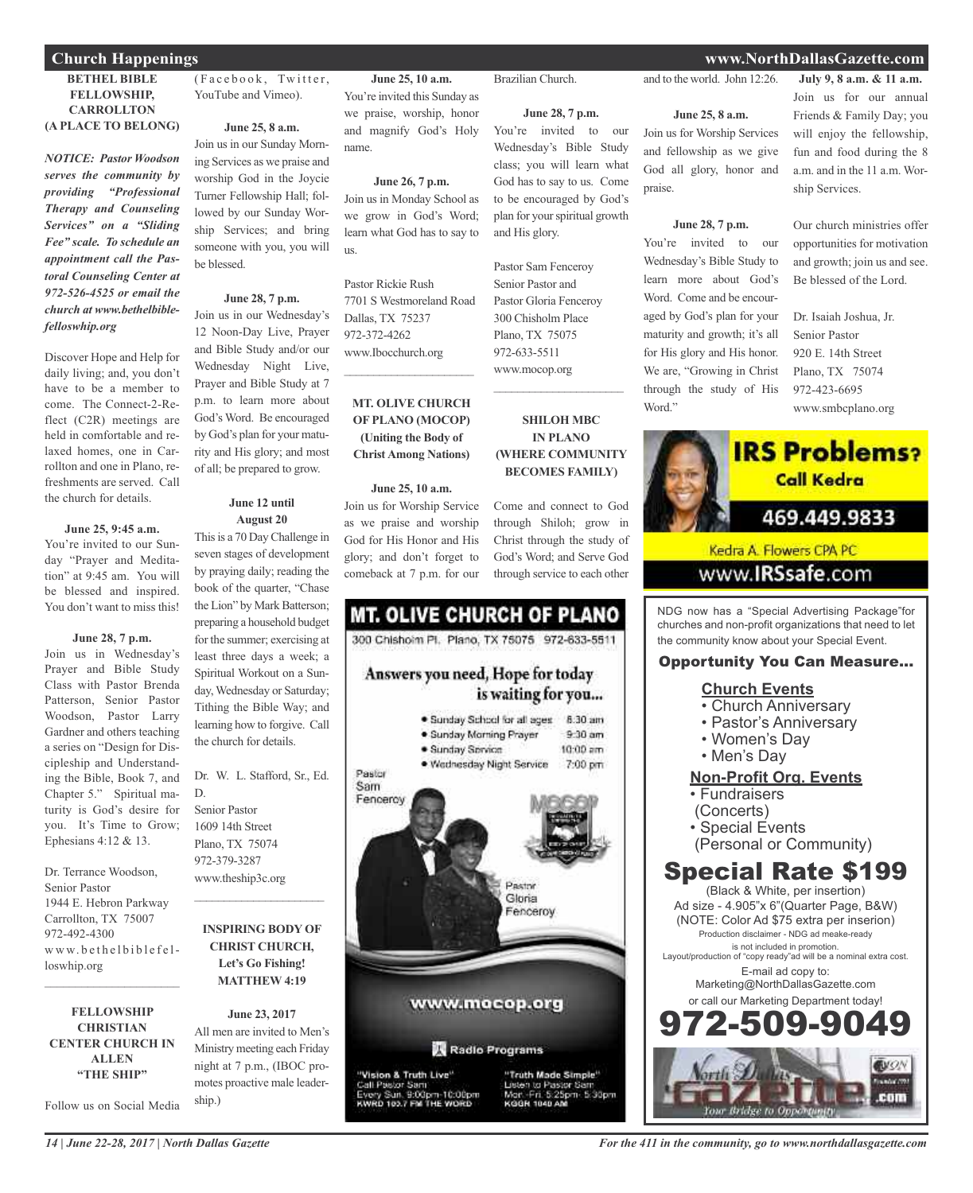## Church Happenings

### BETHEL BIBLE FELLOWSHIP, CARROLLTON (A PLACE TO BELONG)

***NOTICE: Pastor Woodson serves the community by providing "Professional Therapy and Counseling Services" on a "Sliding Fee" scale. To schedule an appointment call the Pastoral Counseling Center at 972-526-4525 or email the church at www.bethelbiblefelloswhip.org***

Discover Hope and Help for daily living; and, you don't have to be a member to come. The Connect-2-Reflect (C2R) meetings are held in comfortable and relaxed homes, one in Carrollton and one in Plano, refreshments are served. Call the church for details.

**June 25, 9:45 a.m.**
You're invited to our Sunday "Prayer and Meditation" at 9:45 am. You will be blessed and inspired. You don't want to miss this!

**June 28, 7 p.m.**
Join us in Wednesday's Prayer and Bible Study Class with Pastor Brenda Patterson, Senior Pastor Woodson, Pastor Larry Gardner and others teaching a series on "Design for Discipleship and Understanding the Bible, Book 7, and Chapter 5." Spiritual maturity is God's desire for you. It's Time to Grow; Ephesians 4:12 & 13.

Dr. Terrance Woodson,
Senior Pastor
1944 E. Hebron Parkway
Carrollton, TX 75007
972-492-4300
www.bethelbiblefelloswhip.org

---

### FELLOWSHIP CHRISTIAN CENTER CHURCH IN ALLEN "THE SHIP"

Follow us on Social Media (Facebook, Twitter, YouTube and Vimeo).

**June 25, 8 a.m.**
Join us in our Sunday Morning Services as we praise and worship God in the Joycie Turner Fellowship Hall; followed by our Sunday Worship Services; and bring someone with you, you will be blessed.

**June 28, 7 p.m.**
Join us in our Wednesday's 12 Noon-Day Live, Prayer and Bible Study and/or our Wednesday Night Live, Prayer and Bible Study at 7 p.m. to learn more about God's Word. Be encouraged by God's plan for your maturity and His glory; and most of all; be prepared to grow.

**June 12 until August 20**
This is a 70 Day Challenge in seven stages of development by praying daily; reading the book of the quarter, "Chase the Lion" by Mark Batterson; preparing a household budget for the summer; exercising at least three days a week; a Spiritual Workout on a Sunday, Wednesday or Saturday; Tithing the Bible Way; and learning how to forgive. Call the church for details.

Dr. W. L. Stafford, Sr., Ed. D.
Senior Pastor
1609 14th Street
Plano, TX 75074
972-379-3287
www.theship3c.org

---

### INSPIRING BODY OF CHRIST CHURCH, Let's Go Fishing! MATTHEW 4:19

**June 23, 2017**
All men are invited to Men's Ministry meeting each Friday night at 7 p.m., (IBOC promotes proactive male leadership.)

**June 25, 10 a.m.**
You're invited this Sunday as we praise, worship, honor and magnify God's Holy name.

**June 26, 7 p.m.**
Join us in Monday School as we grow in God's Word; learn what God has to say to us.

Pastor Rickie Rush
7701 S Westmoreland Road
Dallas, TX 75237
972-372-4262
www.Ibocchurch.org

---

### MT. OLIVE CHURCH OF PLANO (MOCOP) (Uniting the Body of Christ Among Nations)

**June 25, 10 a.m.**
Join us for Worship Service as we praise and worship God for His Honor and His glory; and don't forget to comeback at 7 p.m. for our Brazilian Church.

**June 28, 7 p.m.**
You're invited to our Wednesday's Bible Study class; you will learn what God has to say to us. Come to be encouraged by God's plan for your spiritual growth and His glory.

Pastor Sam Fenceroy
Senior Pastor and
Pastor Gloria Fenceroy
300 Chisholm Place
Plano, TX 75075
972-633-5511
www.mocop.org

---

### SHILOH MBC IN PLANO (WHERE COMMUNITY BECOMES FAMILY)

Come and connect to God through Shiloh; grow in Christ through the study of God's Word; and Serve God through service to each other and to the world. John 12:26.

**June 25, 8 a.m.**
Join us for Worship Services and fellowship as we give God all glory, honor and praise.

**June 28, 7 p.m.**
You're invited to our Wednesday's Bible Study to learn more about God's Word. Come and be encouraged by God's plan for your maturity and growth; it's all for His glory and His honor. We are, "Growing in Christ through the study of His Word."

**July 9, 8 a.m. & 11 a.m.**
Join us for our annual Friends & Family Day; you will enjoy the fellowship, fun and food during the 8 a.m. and in the 11 a.m. Worship Services.

Our church ministries offer opportunities for motivation and growth; join us and see. Be blessed of the Lord.

Dr. Isaiah Joshua, Jr.
Senior Pastor
920 E. 14th Street
Plano, TX 75074
972-423-6695
www.smbcplano.org

---

**MT. OLIVE CHURCH OF PLANO**
300 Chisholm Pl. Plano, TX 75075 972-633-5511

Answers you need, Hope for today is waiting for you...

- Sunday School for all ages 8:30 am
- Sunday Morning Prayer 9:30 am
- Sunday Service 10:00 am
- Wednesday Night Service 7:00 pm

Pastor Sam Fenceroy
Pastor Gloria Fenceroy

www.mocop.org

Radio Programs

"Vision & Truth Live" Call Pastor Sam Every Sun. 9:00pm-10:00pm KWRD 103.7 FM THE WORD

"Truth Made Simple" Listen to Pastor Sam Mon.-Fri. 5:25pm- 5:30pm KGGR 1040 AM

---

**IRS Problems? Call Kedra**
469.449.9833
Kedra A. Flowers CPA PC
www.IRSsafe.com

---

NDG now has a "Special Advertising Package"for churches and non-profit organizations that need to let the community know about your Special Event.

**Opportunity You Can Measure...**

**Church Events**
- Church Anniversary
- Pastor's Anniversary
- Women's Day
- Men's Day

**Non-Profit Org. Events**
- Fundraisers (Concerts)
- Special Events (Personal or Community)

**Special Rate $199**
(Black & White, per insertion)
Ad size - 4.905"x 6"(Quarter Page, B&W)
(NOTE: Color Ad $75 extra per inserion)
Production disclaimer - NDG ad meake-ready is not included in promotion.
Layout/production of "copy ready"ad will be a nominal extra cost.
E-mail ad copy to:
Marketing@NorthDallasGazette.com
or call our Marketing Department today!
**972-509-9049**

North Dallas Gazette .com — Your Bridge to Opportunity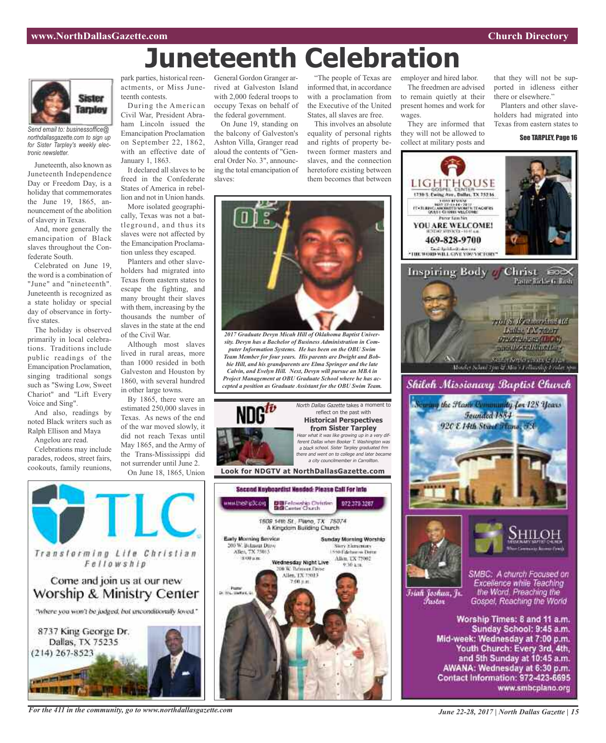# Juneteenth Celebration

Sister Tarpley

*Send email to: businessoffice@northdallasgazette.com to sign up for Sister Tarpley's weekly electronic newsletter.*

Juneteenth, also known as Juneteenth Independence Day or Freedom Day, is a holiday that commemorates the June 19, 1865, announcement of the abolition of slavery in Texas.

And, more generally the emancipation of Black slaves throughout the Confederate South.

Celebrated on June 19, the word is a combination of "June" and "nineteenth". Juneteenth is recognized as a state holiday or special day of observance in forty-five states.

The holiday is observed primarily in local celebrations. Traditions include public readings of the Emancipation Proclamation, singing traditional songs such as "Swing Low, Sweet Chariot" and "Lift Every Voice and Sing".

And also, readings by noted Black writers such as Ralph Ellison and Maya Angelou are read.

Celebrations may include parades, rodeos, street fairs, cookouts, family reunions, park parties, historical reenactments, or Miss Juneteenth contests.

During the American Civil War, President Abraham Lincoln issued the Emancipation Proclamation on September 22, 1862, with an effective date of January 1, 1863.

It declared all slaves to be freed in the Confederate States of America in rebellion and not in Union hands.

More isolated geographically, Texas was not a battleground, and thus its slaves were not affected by the Emancipation Proclamation unless they escaped.

Planters and other slaveholders had migrated into Texas from eastern states to escape the fighting, and many brought their slaves with them, increasing by the thousands the number of slaves in the state at the end of the Civil War.

Although most slaves lived in rural areas, more than 1000 resided in both Galveston and Houston by 1860, with several hundred in other large towns.

By 1865, there were an estimated 250,000 slaves in Texas. As news of the end of the war moved slowly, it did not reach Texas until May 1865, and the Army of the Trans-Mississippi did not surrender until June 2.

On June 18, 1865, Union General Gordon Granger arrived at Galveston Island with 2,000 federal troops to occupy Texas on behalf of the federal government.

On June 19, standing on the balcony of Galveston's Ashton Villa, Granger read aloud the contents of "General Order No. 3", announcing the total emancipation of slaves:

"The people of Texas are informed that, in accordance with a proclamation from the Executive of the United States, all slaves are free.

This involves an absolute equality of personal rights and rights of property between former masters and slaves, and the connection heretofore existing between them becomes that between employer and hired labor.

The freedmen are advised to remain quietly at their present homes and work for wages.

They are informed that they will not be allowed to collect at military posts and that they will not be supported in idleness either there or elsewhere."

Planters and other slaveholders had migrated into Texas from eastern states to

**See TARPLEY, Page 16**

*2017 Graduate Devyn Micah Hill of Oklahoma Baptist University. Devyn has a Bachelor of Business Administration in Computer Information Systems. He has been on the OBU Swim Team Member for four years. His parents are Dwight and Bobbie Hill, and his grandparents are Elma Springer and the late Calvin, and Evelyn Hill. Next, Devyn will pursue an MBA in Project Management at OBU Graduate School where he has accepted a position as Graduate Assistant for the OBU Swim Team.*

NDGtv

*North Dallas Gazette* takes a moment to reflect on the past with **Historical Perspectives from Sister Tarpley**

*Hear what it was like growing up in a very different Dallas when Booker T. Washington was a black school. Sister Tarpley graduated frm there and went on to college and later became a city councilmember in Carrollton.*

**Look for NDGTV at NorthDallasGazette.com**

LIGHTHOUSE GOSPEL CENTER
1730 S. Ewing Ave., Dallas, TX 75216
YOU ARE WELCOME!
469-828-9700
"THE WORD WILL GIVE YOU VICTORY"

Inspiring Body of Christ
Pastor Rickie G. Rush
7701 S. Westmoreland Rd
Dallas, TX 75237
972.372.4262 (IBOC)

TLC
Transforming Life Christian Fellowship
Come and join us at our new Worship & Ministry Center
"Where you won't be judged, but unconditionally loved."
8737 King George Dr.
Dallas, TX 75235
(214) 267-8523

**Second Keyboardist Needed: Please Call For Info**

www.theship3c.org | Fellowship Christian Center Church | 972 379 3287

1609 14th St., Plano, TX 75074
A Kingdom Building Church

Early Morning Service
200 W. Belmont Drive
Allen, TX 75013
8:00 a.m.

Sunday Morning Worship
Story Elementary
1550 Edelweiss Drive
Allen, TX 75002
9:30 a.m.

Wednesday Night Live
200 W. Belmont Drive
Allen, TX 75013
7:00 p.m.

Pastor
Dr. W.L. Stafford, Sr.

Shiloh Missionary Baptist Church
Serving the Plano Community for 128 Years
Founded 1884
920 E 14th Street Plano, TX

SHILOH MISSIONARY BAPTIST CHURCH

Isiah Joshua, Jr.
Pastor

SMBC: A church Focused on Excellence while Teaching the Word. Preaching the Gospel, Reaching the World

Worship Times: 8 and 11 a.m.
Sunday School: 9:45 a.m.
Mid-week: Wednesday at 7:00 p.m.
Youth Church: Every 3rd, 4th, and 5th Sunday at 10:45 a.m.
AWANA: Wednesday at 6:30 p.m.
Contact Information: 972-423-6695
www.smbcplano.org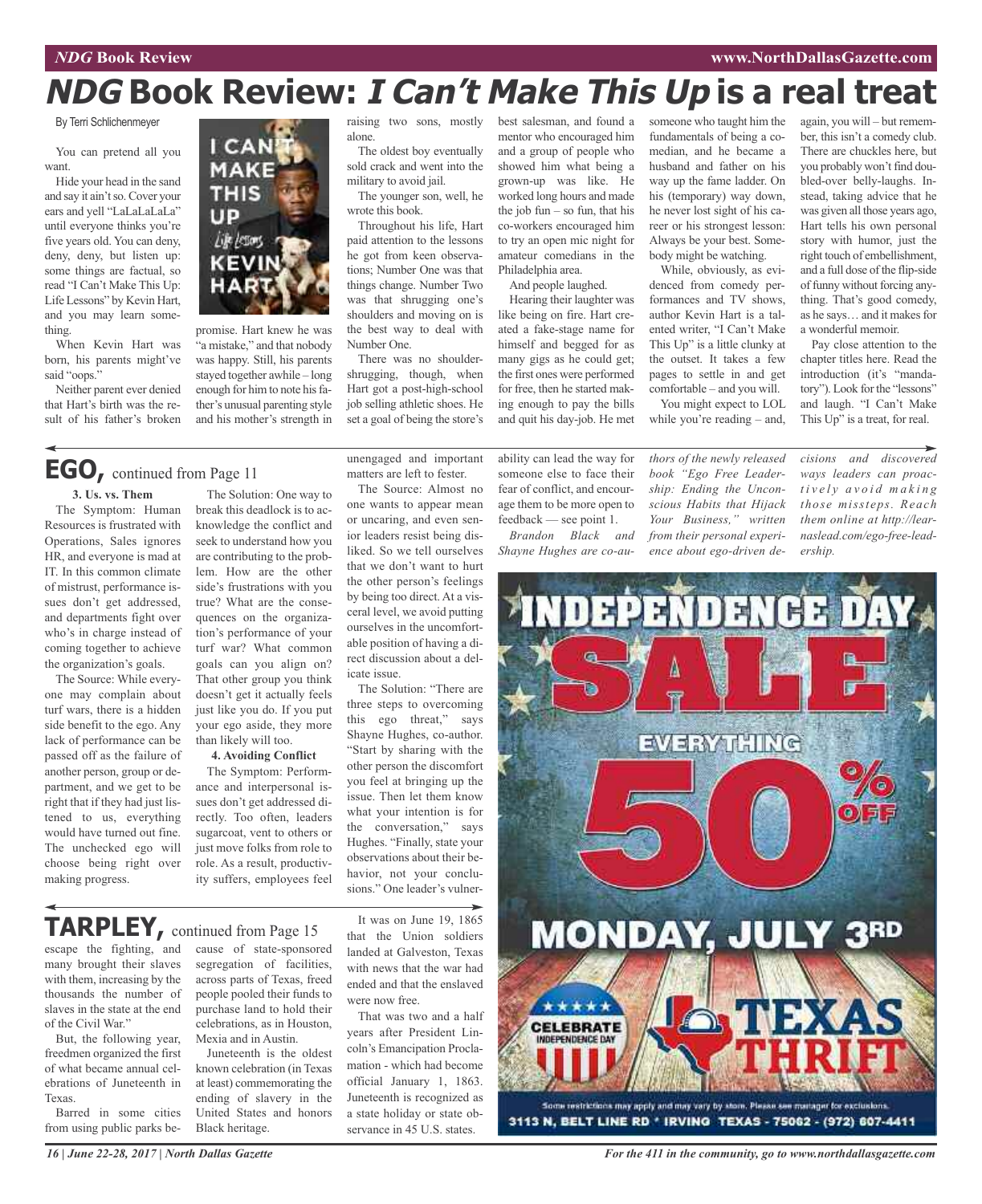# NDG Book Review: *I Can't Make This Up* is a real treat

By Terri Schlichenmeyer

You can pretend all you want.

Hide your head in the sand and say it ain't so. Cover your ears and yell "LaLaLaLaLa" until everyone thinks you're five years old. You can deny, deny, deny, but listen up: some things are factual, so read "I Can't Make This Up: Life Lessons" by Kevin Hart, and you may learn something.

When Kevin Hart was born, his parents might've said "oops."

Neither parent ever denied that Hart's birth was the result of his father's broken promise. Hart knew he was "a mistake," and that nobody was happy. Still, his parents stayed together awhile – long enough for him to note his father's unusual parenting style and his mother's strength in raising two sons, mostly alone.

The oldest boy eventually sold crack and went into the military to avoid jail.

The younger son, well, he wrote this book.

Throughout his life, Hart paid attention to the lessons he got from keen observations; Number One was that things change. Number Two was that shrugging one's shoulders and moving on is the best way to deal with Number One.

There was no shoulder-shrugging, though, when Hart got a post-high-school job selling athletic shoes. He set a goal of being the store's best salesman, and found a mentor who encouraged him and a group of people who showed him what being a grown-up was like. He worked long hours and made the job fun – so fun, that his co-workers encouraged him to try an open mic night for amateur comedians in the Philadelphia area.

And people laughed.

Hearing their laughter was like being on fire. Hart created a fake-stage name for himself and begged for as many gigs as he could get; the first ones were performed for free, then he started making enough to pay the bills and quit his day-job. He met someone who taught him the fundamentals of being a comedian, and he became a husband and father on his way up the fame ladder. On his (temporary) way down, he never lost sight of his career or his strongest lesson: Always be your best. Somebody might be watching.

While, obviously, as evidenced from comedy performances and TV shows, author Kevin Hart is a talented writer, "I Can't Make This Up" is a little clunky at the outset. It takes a few pages to settle in and get comfortable – and you will.

You might expect to LOL while you're reading – and, again, you will – but remember, this isn't a comedy club. There are chuckles here, but you probably won't find doubled-over belly-laughs. Instead, taking advice that he was given all those years ago, Hart tells his own personal story with humor, just the right touch of embellishment, and a full dose of the flip-side of funny without forcing anything. That's good comedy, as he says… and it makes for a wonderful memoir.

Pay close attention to the chapter titles here. Read the introduction (it's "mandatory"). Look for the "lessons" and laugh. "I Can't Make This Up" is a treat, for real.

## EGO, continued from Page 11

**3. Us. vs. Them**

The Symptom: Human Resources is frustrated with Operations, Sales ignores HR, and everyone is mad at IT. In this common climate of mistrust, performance issues don't get addressed, and departments fight over who's in charge instead of coming together to achieve the organization's goals.

The Source: While everyone may complain about turf wars, there is a hidden side benefit to the ego. Any lack of performance can be passed off as the failure of another person, group or department, and we get to be right that if they had just listened to us, everything would have turned out fine. The unchecked ego will choose being right over making progress.

The Solution: One way to break this deadlock is to acknowledge the conflict and seek to understand how you are contributing to the problem. How are the other side's frustrations with you true? What are the consequences on the organization's performance of your turf war? What common goals can you align on? That other group you think doesn't get it actually feels just like you do. If you put your ego aside, they more than likely will too.

**4. Avoiding Conflict**

The Symptom: Performance and interpersonal issues don't get addressed directly. Too often, leaders sugarcoat, vent to others or just move folks from role to role. As a result, productivity suffers, employees feel unengaged and important matters are left to fester.

The Source: Almost no one wants to appear mean or uncaring, and even senior leaders resist being disliked. So we tell ourselves that we don't want to hurt the other person's feelings by being too direct. At a visceral level, we avoid putting ourselves in the uncomfortable position of having a direct discussion about a delicate issue.

The Solution: "There are three steps to overcoming this ego threat," says Shayne Hughes, co-author. "Start by sharing with the other person the discomfort you feel at bringing up the issue. Then let them know what your intention is for the conversation," says Hughes. "Finally, state your observations about their behavior, not your conclusions." One leader's vulnerability can lead the way for someone else to face their fear of conflict, and encourage them to be more open to feedback — see point 1.

*Brandon Black and Shayne Hughes are co-authors of the newly released book "Ego Free Leadership: Ending the Unconscious Habits that Hijack Your Business," written from their personal experience about ego-driven decisions and discovered ways leaders can proactively avoid making those missteps. Reach them online at http://learnaslead.com/ego-free-leadership.*

## TARPLEY, continued from Page 15

escape the fighting, and many brought their slaves with them, increasing by the thousands the number of slaves in the state at the end of the Civil War."

But, the following year, freedmen organized the first of what became annual celebrations of Juneteenth in Texas.

Barred in some cities from using public parks because of state-sponsored segregation of facilities, across parts of Texas, freed people pooled their funds to purchase land to hold their celebrations, as in Houston, Mexia and in Austin.

Juneteenth is the oldest known celebration (in Texas at least) commemorating the ending of slavery in the United States and honors Black heritage.

It was on June 19, 1865 that the Union soldiers landed at Galveston, Texas with news that the war had ended and that the enslaved were now free.

That was two and a half years after President Lincoln's Emancipation Proclamation - which had become official January 1, 1863. Juneteenth is recognized as a state holiday or state observance in 45 U.S. states.

INDEPENDENCE DAY SALE

EVERYTHING 50% OFF

MONDAY, JULY 3RD

CELEBRATE INDEPENDENCE DAY

TEXAS THRIFT

Some restrictions may apply and may vary by store. Please see manager for exclusions.

3113 N, BELT LINE RD * IRVING TEXAS - 75062 - (972) 607-4411